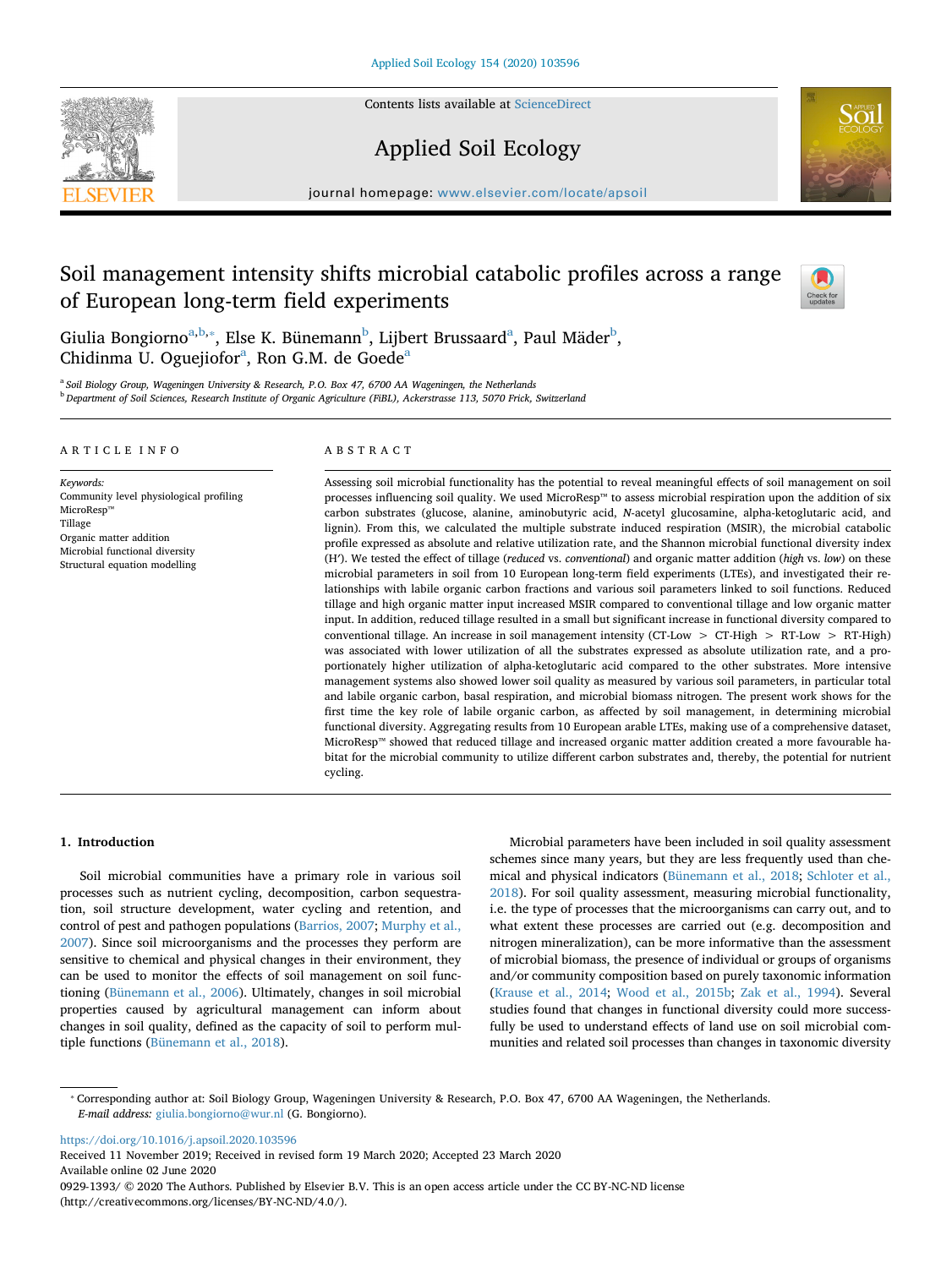# Soil management intensity shifts microbial catabolic profiles across a range of European long-term field experiments

Giulia Bongiorno[a,b,*], Else K. Bünemann[b], Lijbert Brussaard[a], Paul Mäder[b], Chidinma U. Oguejiofor[a], Ron G.M. de Goede[a]

[a] Soil Biology Group, Wageningen University & Research, P.O. Box 47, 6700 AA Wageningen, the Netherlands

[b] Department of Soil Sciences, Research Institute of Organic Agriculture (FiBL), Ackerstrasse 113, 5070 Frick, Switzerland

## ARTICLE INFO

*Keywords:*
Community level physiological profiling
MicroResp™
Tillage
Organic matter addition
Microbial functional diversity
Structural equation modelling

## ABSTRACT

Assessing soil microbial functionality has the potential to reveal meaningful effects of soil management on soil processes influencing soil quality. We used MicroResp™ to assess microbial respiration upon the addition of six carbon substrates (glucose, alanine, aminobutyric acid, *N*-acetyl glucosamine, alpha-ketoglutaric acid, and lignin). From this, we calculated the multiple substrate induced respiration (MSIR), the microbial catabolic profile expressed as absolute and relative utilization rate, and the Shannon microbial functional diversity index (H′). We tested the effect of tillage (*reduced* vs. *conventional*) and organic matter addition (*high* vs. *low*) on these microbial parameters in soil from 10 European long-term field experiments (LTEs), and investigated their relationships with labile organic carbon fractions and various soil parameters linked to soil functions. Reduced tillage and high organic matter input increased MSIR compared to conventional tillage and low organic matter input. In addition, reduced tillage resulted in a small but significant increase in functional diversity compared to conventional tillage. An increase in soil management intensity (CT-Low > CT-High > RT-Low > RT-High) was associated with lower utilization of all the substrates expressed as absolute utilization rate, and a proportionately higher utilization of alpha-ketoglutaric acid compared to the other substrates. More intensive management systems also showed lower soil quality as measured by various soil parameters, in particular total and labile organic carbon, basal respiration, and microbial biomass nitrogen. The present work shows for the first time the key role of labile organic carbon, as affected by soil management, in determining microbial functional diversity. Aggregating results from 10 European arable LTEs, making use of a comprehensive dataset, MicroResp™ showed that reduced tillage and increased organic matter addition created a more favourable habitat for the microbial community to utilize different carbon substrates and, thereby, the potential for nutrient cycling.

## 1. Introduction

Soil microbial communities have a primary role in various soil processes such as nutrient cycling, decomposition, carbon sequestration, soil structure development, water cycling and retention, and control of pest and pathogen populations (Barrios, 2007; Murphy et al., 2007). Since soil microorganisms and the processes they perform are sensitive to chemical and physical changes in their environment, they can be used to monitor the effects of soil management on soil functioning (Bünemann et al., 2006). Ultimately, changes in soil microbial properties caused by agricultural management can inform about changes in soil quality, defined as the capacity of soil to perform multiple functions (Bünemann et al., 2018).

Microbial parameters have been included in soil quality assessment schemes since many years, but they are less frequently used than chemical and physical indicators (Bünemann et al., 2018; Schloter et al., 2018). For soil quality assessment, measuring microbial functionality, i.e. the type of processes that the microorganisms can carry out, and to what extent these processes are carried out (e.g. decomposition and nitrogen mineralization), can be more informative than the assessment of microbial biomass, the presence of individual or groups of organisms and/or community composition based on purely taxonomic information (Krause et al., 2014; Wood et al., 2015b; Zak et al., 1994). Several studies found that changes in functional diversity could more successfully be used to understand effects of land use on soil microbial communities and related soil processes than changes in taxonomic diversity

* Corresponding author at: Soil Biology Group, Wageningen University & Research, P.O. Box 47, 6700 AA Wageningen, the Netherlands.
*E-mail address:* giulia.bongiorno@wur.nl (G. Bongiorno).

https://doi.org/10.1016/j.apsoil.2020.103596
Received 11 November 2019; Received in revised form 19 March 2020; Accepted 23 March 2020
Available online 02 June 2020
0929-1393/ © 2020 The Authors. Published by Elsevier B.V. This is an open access article under the CC BY-NC-ND license (http://creativecommons.org/licenses/BY-NC-ND/4.0/).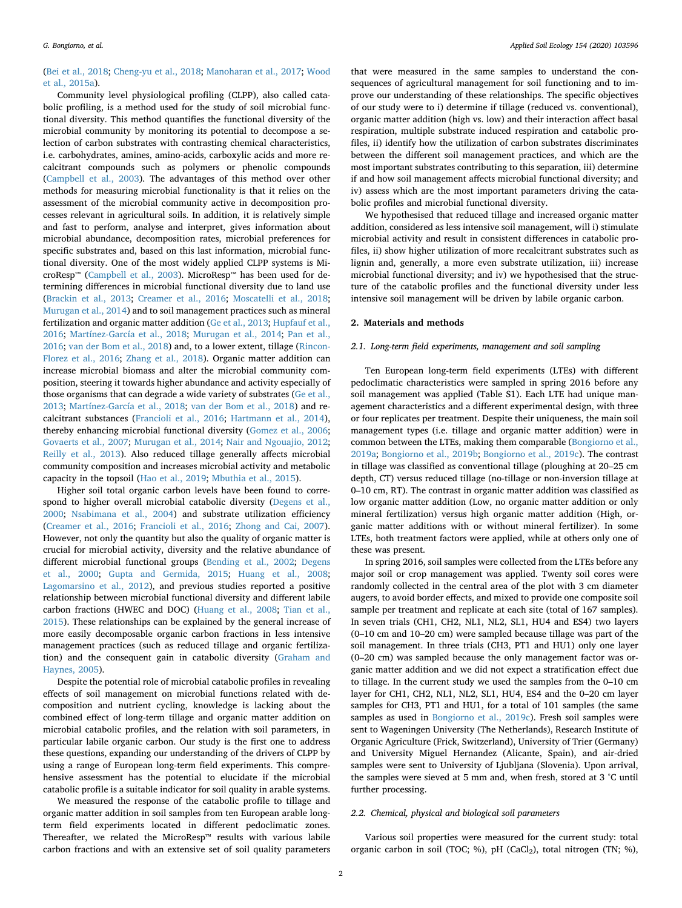(Bei et al., 2018; Cheng-yu et al., 2018; Manoharan et al., 2017; Wood et al., 2015a).

Community level physiological profiling (CLPP), also called catabolic profiling, is a method used for the study of soil microbial functional diversity. This method quantifies the functional diversity of the microbial community by monitoring its potential to decompose a selection of carbon substrates with contrasting chemical characteristics, i.e. carbohydrates, amines, amino-acids, carboxylic acids and more recalcitrant compounds such as polymers or phenolic compounds (Campbell et al., 2003). The advantages of this method over other methods for measuring microbial functionality is that it relies on the assessment of the microbial community active in decomposition processes relevant in agricultural soils. In addition, it is relatively simple and fast to perform, analyse and interpret, gives information about microbial abundance, decomposition rates, microbial preferences for specific substrates and, based on this last information, microbial functional diversity. One of the most widely applied CLPP systems is MicroResp™ (Campbell et al., 2003). MicroResp™ has been used for determining differences in microbial functional diversity due to land use (Brackin et al., 2013; Creamer et al., 2016; Moscatelli et al., 2018; Murugan et al., 2014) and to soil management practices such as mineral fertilization and organic matter addition (Ge et al., 2013; Hupfauf et al., 2016; Martínez-García et al., 2018; Murugan et al., 2014; Pan et al., 2016; van der Bom et al., 2018) and, to a lower extent, tillage (Rincon-Florez et al., 2016; Zhang et al., 2018). Organic matter addition can increase microbial biomass and alter the microbial community composition, steering it towards higher abundance and activity especially of those organisms that can degrade a wide variety of substrates (Ge et al., 2013; Martínez-García et al., 2018; van der Bom et al., 2018) and recalcitrant substances (Francioli et al., 2016; Hartmann et al., 2014), thereby enhancing microbial functional diversity (Gomez et al., 2006; Govaerts et al., 2007; Murugan et al., 2014; Nair and Ngouajio, 2012; Reilly et al., 2013). Also reduced tillage generally affects microbial community composition and increases microbial activity and metabolic capacity in the topsoil (Hao et al., 2019; Mbuthia et al., 2015).

Higher soil total organic carbon levels have been found to correspond to higher overall microbial catabolic diversity (Degens et al., 2000; Nsabimana et al., 2004) and substrate utilization efficiency (Creamer et al., 2016; Francioli et al., 2016; Zhong and Cai, 2007). However, not only the quantity but also the quality of organic matter is crucial for microbial activity, diversity and the relative abundance of different microbial functional groups (Bending et al., 2002; Degens et al., 2000; Gupta and Germida, 2015; Huang et al., 2008; Lagomarsino et al., 2012), and previous studies reported a positive relationship between microbial functional diversity and different labile carbon fractions (HWEC and DOC) (Huang et al., 2008; Tian et al., 2015). These relationships can be explained by the general increase of more easily decomposable organic carbon fractions in less intensive management practices (such as reduced tillage and organic fertilization) and the consequent gain in catabolic diversity (Graham and Haynes, 2005).

Despite the potential role of microbial catabolic profiles in revealing effects of soil management on microbial functions related with decomposition and nutrient cycling, knowledge is lacking about the combined effect of long-term tillage and organic matter addition on microbial catabolic profiles, and the relation with soil parameters, in particular labile organic carbon. Our study is the first one to address these questions, expanding our understanding of the drivers of CLPP by using a range of European long-term field experiments. This comprehensive assessment has the potential to elucidate if the microbial catabolic profile is a suitable indicator for soil quality in arable systems.

We measured the response of the catabolic profile to tillage and organic matter addition in soil samples from ten European arable long-term field experiments located in different pedoclimatic zones. Thereafter, we related the MicroResp™ results with various labile carbon fractions and with an extensive set of soil quality parameters that were measured in the same samples to understand the consequences of agricultural management for soil functioning and to improve our understanding of these relationships. The specific objectives of our study were to i) determine if tillage (reduced vs. conventional), organic matter addition (high vs. low) and their interaction affect basal respiration, multiple substrate induced respiration and catabolic profiles, ii) identify how the utilization of carbon substrates discriminates between the different soil management practices, and which are the most important substrates contributing to this separation, iii) determine if and how soil management affects microbial functional diversity; and iv) assess which are the most important parameters driving the catabolic profiles and microbial functional diversity.

We hypothesised that reduced tillage and increased organic matter addition, considered as less intensive soil management, will i) stimulate microbial activity and result in consistent differences in catabolic profiles, ii) show higher utilization of more recalcitrant substrates such as lignin and, generally, a more even substrate utilization, iii) increase microbial functional diversity; and iv) we hypothesised that the structure of the catabolic profiles and the functional diversity under less intensive soil management will be driven by labile organic carbon.

## 2. Materials and methods

### 2.1. Long-term field experiments, management and soil sampling

Ten European long-term field experiments (LTEs) with different pedoclimatic characteristics were sampled in spring 2016 before any soil management was applied (Table S1). Each LTE had unique management characteristics and a different experimental design, with three or four replicates per treatment. Despite their uniqueness, the main soil management types (i.e. tillage and organic matter addition) were in common between the LTEs, making them comparable (Bongiorno et al., 2019a; Bongiorno et al., 2019b; Bongiorno et al., 2019c). The contrast in tillage was classified as conventional tillage (ploughing at 20–25 cm depth, CT) versus reduced tillage (no-tillage or non-inversion tillage at 0–10 cm, RT). The contrast in organic matter addition was classified as low organic matter addition (Low, no organic matter addition or only mineral fertilization) versus high organic matter addition (High, organic matter additions with or without mineral fertilizer). In some LTEs, both treatment factors were applied, while at others only one of these was present.

In spring 2016, soil samples were collected from the LTEs before any major soil or crop management was applied. Twenty soil cores were randomly collected in the central area of the plot with 3 cm diameter augers, to avoid border effects, and mixed to provide one composite soil sample per treatment and replicate at each site (total of 167 samples). In seven trials (CH1, CH2, NL1, NL2, SL1, HU4 and ES4) two layers (0–10 cm and 10–20 cm) were sampled because tillage was part of the soil management. In three trials (CH3, PT1 and HU1) only one layer (0–20 cm) was sampled because the only management factor was organic matter addition and we did not expect a stratification effect due to tillage. In the current study we used the samples from the 0–10 cm layer for CH1, CH2, NL1, NL2, SL1, HU4, ES4 and the 0–20 cm layer samples for CH3, PT1 and HU1, for a total of 101 samples (the same samples as used in Bongiorno et al., 2019c). Fresh soil samples were sent to Wageningen University (The Netherlands), Research Institute of Organic Agriculture (Frick, Switzerland), University of Trier (Germany) and University Miguel Hernandez (Alicante, Spain), and air-dried samples were sent to University of Ljubljana (Slovenia). Upon arrival, the samples were sieved at 5 mm and, when fresh, stored at 3 °C until further processing.

### 2.2. Chemical, physical and biological soil parameters

Various soil properties were measured for the current study: total organic carbon in soil (TOC; %), pH ($CaCl_2$), total nitrogen (TN; %),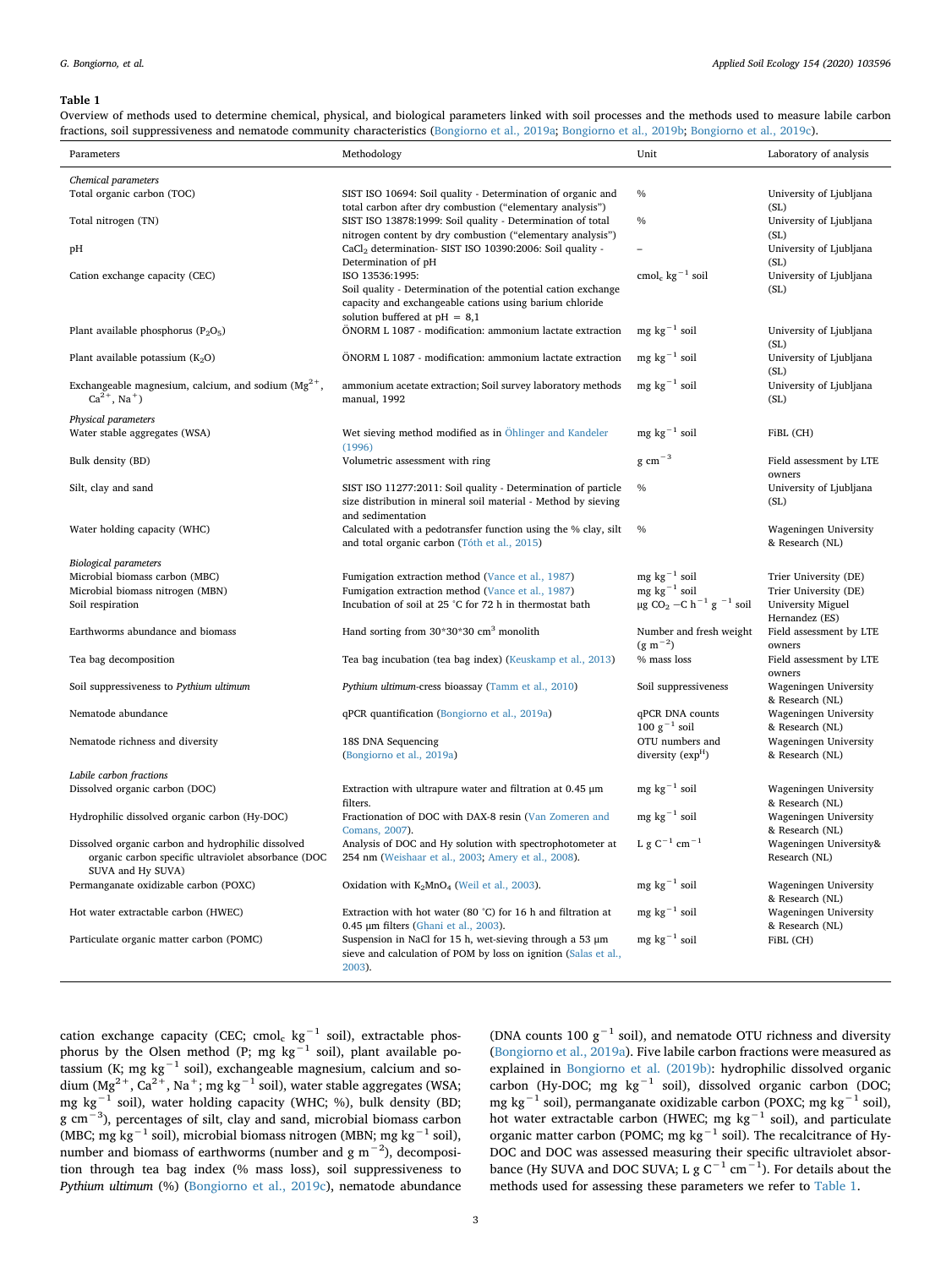**Table 1**

Overview of methods used to determine chemical, physical, and biological parameters linked with soil processes and the methods used to measure labile carbon fractions, soil suppressiveness and nematode community characteristics (Bongiorno et al., 2019a; Bongiorno et al., 2019b; Bongiorno et al., 2019c).

| Parameters | Methodology | Unit | Laboratory of analysis |
|---|---|---|---|
| *Chemical parameters* | | | |
| Total organic carbon (TOC) | SIST ISO 10694: Soil quality - Determination of organic and total carbon after dry combustion ("elementary analysis") | % | University of Ljubljana (SL) |
| Total nitrogen (TN) | SIST ISO 13878:1999: Soil quality - Determination of total nitrogen content by dry combustion ("elementary analysis") | % | University of Ljubljana (SL) |
| pH | $CaCl_2$ determination- SIST ISO 10390:2006: Soil quality - Determination of pH | – | University of Ljubljana (SL) |
| Cation exchange capacity (CEC) | ISO 13536:1995: Soil quality - Determination of the potential cation exchange capacity and exchangeable cations using barium chloride solution buffered at pH = 8,1 | $cmol_c$ $kg^{-1}$ soil | University of Ljubljana (SL) |
| Plant available phosphorus ($P_2O_5$) | ÖNORM L 1087 - modification: ammonium lactate extraction | mg $kg^{-1}$ soil | University of Ljubljana (SL) |
| Plant available potassium ($K_2O$) | ÖNORM L 1087 - modification: ammonium lactate extraction | mg $kg^{-1}$ soil | University of Ljubljana (SL) |
| Exchangeable magnesium, calcium, and sodium ($Mg^{2+}$, $Ca^{2+}$, $Na^{+}$) | ammonium acetate extraction; Soil survey laboratory methods manual, 1992 | mg $kg^{-1}$ soil | University of Ljubljana (SL) |
| *Physical parameters* | | | |
| Water stable aggregates (WSA) | Wet sieving method modified as in Öhlinger and Kandeler (1996) | mg $kg^{-1}$ soil | FiBL (CH) |
| Bulk density (BD) | Volumetric assessment with ring | g $cm^{-3}$ | Field assessment by LTE owners |
| Silt, clay and sand | SIST ISO 11277:2011: Soil quality - Determination of particle size distribution in mineral soil material - Method by sieving and sedimentation | % | University of Ljubljana (SL) |
| Water holding capacity (WHC) | Calculated with a pedotransfer function using the % clay, silt and total organic carbon (Tóth et al., 2015) | % | Wageningen University & Research (NL) |
| *Biological parameters* | | | |
| Microbial biomass carbon (MBC) | Fumigation extraction method (Vance et al., 1987) | mg $kg^{-1}$ soil | Trier University (DE) |
| Microbial biomass nitrogen (MBN) | Fumigation extraction method (Vance et al., 1987) | mg $kg^{-1}$ soil | Trier University (DE) |
| Soil respiration | Incubation of soil at 25 °C for 72 h in thermostat bath | μg $CO_2$ –C $h^{-1}$ $g^{-1}$ soil | University Miguel Hernandez (ES) |
| Earthworms abundance and biomass | Hand sorting from 30\*30\*30 $cm^3$ monolith | Number and fresh weight (g $m^{-2}$) | Field assessment by LTE owners |
| Tea bag decomposition | Tea bag incubation (tea bag index) (Keuskamp et al., 2013) | % mass loss | Field assessment by LTE owners |
| Soil suppressiveness to *Pythium ultimum* | *Pythium ultimum*-cress bioassay (Tamm et al., 2010) | Soil suppressiveness | Wageningen University & Research (NL) |
| Nematode abundance | qPCR quantification (Bongiorno et al., 2019a) | qPCR DNA counts 100 $g^{-1}$ soil | Wageningen University & Research (NL) |
| Nematode richness and diversity | 18S DNA Sequencing (Bongiorno et al., 2019a) | OTU numbers and diversity ($exp^H$) | Wageningen University & Research (NL) |
| *Labile carbon fractions* | | | |
| Dissolved organic carbon (DOC) | Extraction with ultrapure water and filtration at 0.45 μm filters. | mg $kg^{-1}$ soil | Wageningen University & Research (NL) |
| Hydrophilic dissolved organic carbon (Hy-DOC) | Fractionation of DOC with DAX-8 resin (Van Zomeren and Comans, 2007). | mg $kg^{-1}$ soil | Wageningen University & Research (NL) |
| Dissolved organic carbon and hydrophilic dissolved organic carbon specific ultraviolet absorbance (DOC SUVA and Hy SUVA) | Analysis of DOC and Hy solution with spectrophotometer at 254 nm (Weishaar et al., 2003; Amery et al., 2008). | L g $C^{-1}$ $cm^{-1}$ | Wageningen University& Research (NL) |
| Permanganate oxidizable carbon (POXC) | Oxidation with $K_2MnO_4$ (Weil et al., 2003). | mg $kg^{-1}$ soil | Wageningen University & Research (NL) |
| Hot water extractable carbon (HWEC) | Extraction with hot water (80 °C) for 16 h and filtration at 0.45 μm filters (Ghani et al., 2003). | mg $kg^{-1}$ soil | Wageningen University & Research (NL) |
| Particulate organic matter carbon (POMC) | Suspension in NaCl for 15 h, wet-sieving through a 53 μm sieve and calculation of POM by loss on ignition (Salas et al., 2003). | mg $kg^{-1}$ soil | FiBL (CH) |

cation exchange capacity (CEC; $cmol_c$ $kg^{-1}$ soil), extractable phosphorus by the Olsen method (P; mg $kg^{-1}$ soil), plant available potassium (K; mg $kg^{-1}$ soil), exchangeable magnesium, calcium and sodium ($Mg^{2+}$, $Ca^{2+}$, $Na^{+}$; mg $kg^{-1}$ soil), water stable aggregates (WSA; mg $kg^{-1}$ soil), water holding capacity (WHC; %), bulk density (BD; g $cm^{-3}$), percentages of silt, clay and sand, microbial biomass carbon (MBC; mg $kg^{-1}$ soil), microbial biomass nitrogen (MBN; mg $kg^{-1}$ soil), number and biomass of earthworms (number and g $m^{-2}$), decomposition through tea bag index (% mass loss), soil suppressiveness to *Pythium ultimum* (%) (Bongiorno et al., 2019c), nematode abundance (DNA counts 100 $g^{-1}$ soil), and nematode OTU richness and diversity (Bongiorno et al., 2019a). Five labile carbon fractions were measured as explained in Bongiorno et al. (2019b): hydrophilic dissolved organic carbon (Hy-DOC; mg $kg^{-1}$ soil), dissolved organic carbon (DOC; mg $kg^{-1}$ soil), permanganate oxidizable carbon (POXC; mg $kg^{-1}$ soil), hot water extractable carbon (HWEC; mg $kg^{-1}$ soil), and particulate organic matter carbon (POMC; mg $kg^{-1}$ soil). The recalcitrance of Hy-DOC and DOC was assessed measuring their specific ultraviolet absorbance (Hy SUVA and DOC SUVA; L g $C^{-1}$ $cm^{-1}$). For details about the methods used for assessing these parameters we refer to Table 1.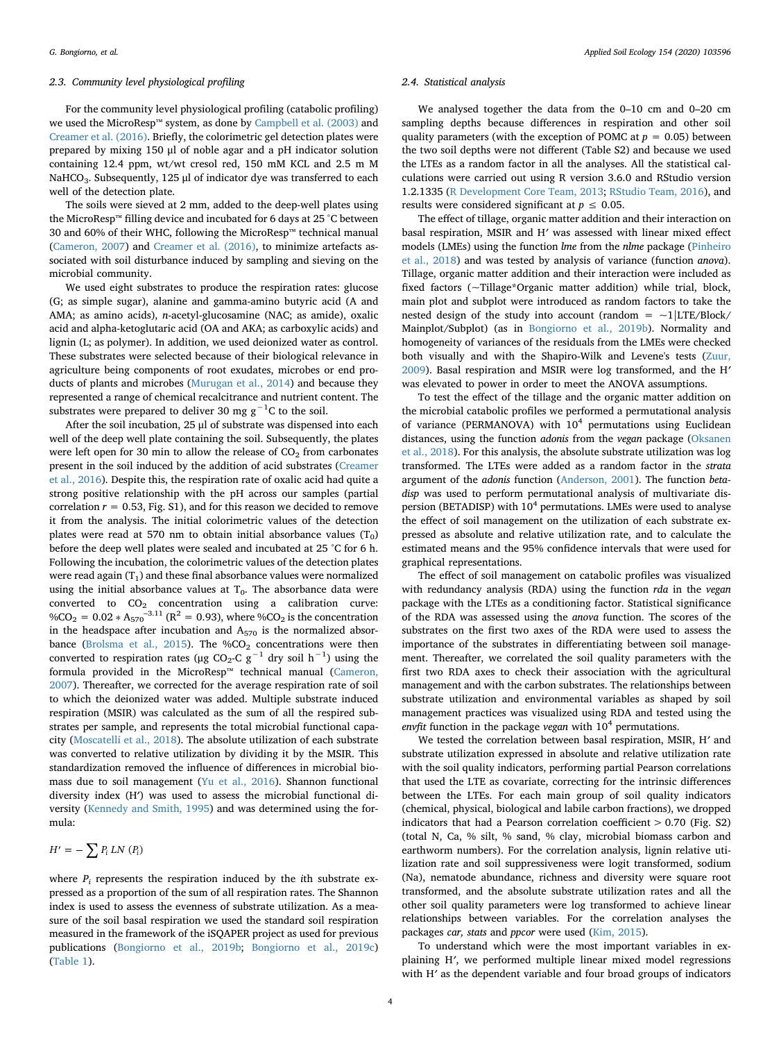### 2.3. Community level physiological profiling

For the community level physiological profiling (catabolic profiling) we used the MicroResp™ system, as done by Campbell et al. (2003) and Creamer et al. (2016). Briefly, the colorimetric gel detection plates were prepared by mixing 150 μl of noble agar and a pH indicator solution containing 12.4 ppm, wt/wt cresol red, 150 mM KCL and 2.5 m M $NaHCO_3$. Subsequently, 125 μl of indicator dye was transferred to each well of the detection plate.

The soils were sieved at 2 mm, added to the deep-well plates using the MicroResp™ filling device and incubated for 6 days at 25 °C between 30 and 60% of their WHC, following the MicroResp™ technical manual (Cameron, 2007) and Creamer et al. (2016), to minimize artefacts associated with soil disturbance induced by sampling and sieving on the microbial community.

We used eight substrates to produce the respiration rates: glucose (G; as simple sugar), alanine and gamma-amino butyric acid (A and AMA; as amino acids), *n*-acetyl-glucosamine (NAC; as amide), oxalic acid and alpha-ketoglutaric acid (OA and AKA; as carboxylic acids) and lignin (L; as polymer). In addition, we used deionized water as control. These substrates were selected because of their biological relevance in agriculture being components of root exudates, microbes or end products of plants and microbes (Murugan et al., 2014) and because they represented a range of chemical recalcitrance and nutrient content. The substrates were prepared to deliver 30 mg $g^{-1}$C to the soil.

After the soil incubation, 25 μl of substrate was dispensed into each well of the deep well plate containing the soil. Subsequently, the plates were left open for 30 min to allow the release of $CO_2$ from carbonates present in the soil induced by the addition of acid substrates (Creamer et al., 2016). Despite this, the respiration rate of oxalic acid had quite a strong positive relationship with the pH across our samples (partial correlation $r = 0.53$, Fig. S1), and for this reason we decided to remove it from the analysis. The initial colorimetric values of the detection plates were read at 570 nm to obtain initial absorbance values ($T_0$) before the deep well plates were sealed and incubated at 25 °C for 6 h. Following the incubation, the colorimetric values of the detection plates were read again ($T_1$) and these final absorbance values were normalized using the initial absorbance values at $T_0$. The absorbance data were converted to $CO_2$ concentration using a calibration curve: $\%CO_2 = 0.02 * A_{570}^{-3.11}$ ($R^2 = 0.93$), where $\%CO_2$ is the concentration in the headspace after incubation and $A_{570}$ is the normalized absorbance (Brolsma et al., 2015). The $\%CO_2$ concentrations were then converted to respiration rates (μg $CO_2$-C $g^{-1}$ dry soil $h^{-1}$) using the formula provided in the MicroResp™ technical manual (Cameron, 2007). Thereafter, we corrected for the average respiration rate of soil to which the deionized water was added. Multiple substrate induced respiration (MSIR) was calculated as the sum of all the respired substrates per sample, and represents the total microbial functional capacity (Moscatelli et al., 2018). The absolute utilization of each substrate was converted to relative utilization by dividing it by the MSIR. This standardization removed the influence of differences in microbial biomass due to soil management (Yu et al., 2016). Shannon functional diversity index (H′) was used to assess the microbial functional diversity (Kennedy and Smith, 1995) and was determined using the formula:

$$H' = -\sum P_i \, LN \, (P_i)$$

where $P_i$ represents the respiration induced by the *i*th substrate expressed as a proportion of the sum of all respiration rates. The Shannon index is used to assess the evenness of substrate utilization. As a measure of the soil basal respiration we used the standard soil respiration measured in the framework of the iSQAPER project as used for previous publications (Bongiorno et al., 2019b; Bongiorno et al., 2019c) (Table 1).

### 2.4. Statistical analysis

We analysed together the data from the 0–10 cm and 0–20 cm sampling depths because differences in respiration and other soil quality parameters (with the exception of POMC at $p = 0.05$) between the two soil depths were not different (Table S2) and because we used the LTEs as a random factor in all the analyses. All the statistical calculations were carried out using R version 3.6.0 and RStudio version 1.2.1335 (R Development Core Team, 2013; RStudio Team, 2016), and results were considered significant at $p \leq 0.05$.

The effect of tillage, organic matter addition and their interaction on basal respiration, MSIR and H′ was assessed with linear mixed effect models (LMEs) using the function *lme* from the *nlme* package (Pinheiro et al., 2018) and was tested by analysis of variance (function *anova*). Tillage, organic matter addition and their interaction were included as fixed factors (~Tillage*Organic matter addition) while trial, block, main plot and subplot were introduced as random factors to take the nested design of the study into account (random = ~1|LTE/Block/Mainplot/Subplot) (as in Bongiorno et al., 2019b). Normality and homogeneity of variances of the residuals from the LMEs were checked both visually and with the Shapiro-Wilk and Levene's tests (Zuur, 2009). Basal respiration and MSIR were log transformed, and the H′ was elevated to power in order to meet the ANOVA assumptions.

To test the effect of the tillage and the organic matter addition on the microbial catabolic profiles we performed a permutational analysis of variance (PERMANOVA) with $10^4$ permutations using Euclidean distances, using the function *adonis* from the *vegan* package (Oksanen et al., 2018). For this analysis, the absolute substrate utilization was log transformed. The LTEs were added as a random factor in the *strata* argument of the *adonis* function (Anderson, 2001). The function *betadisp* was used to perform permutational analysis of multivariate dispersion (BETADISP) with $10^4$ permutations. LMEs were used to analyse the effect of soil management on the utilization of each substrate expressed as absolute and relative utilization rate, and to calculate the estimated means and the 95% confidence intervals that were used for graphical representations.

The effect of soil management on catabolic profiles was visualized with redundancy analysis (RDA) using the function *rda* in the *vegan* package with the LTEs as a conditioning factor. Statistical significance of the RDA was assessed using the *anova* function. The scores of the substrates on the first two axes of the RDA were used to assess the importance of the substrates in differentiating between soil management. Thereafter, we correlated the soil quality parameters with the first two RDA axes to check their association with the agricultural management and with the carbon substrates. The relationships between substrate utilization and environmental variables as shaped by soil management practices was visualized using RDA and tested using the *envfit* function in the package *vegan* with $10^4$ permutations.

We tested the correlation between basal respiration, MSIR, H′ and substrate utilization expressed in absolute and relative utilization rate with the soil quality indicators, performing partial Pearson correlations that used the LTE as covariate, correcting for the intrinsic differences between the LTEs. For each main group of soil quality indicators (chemical, physical, biological and labile carbon fractions), we dropped indicators that had a Pearson correlation coefficient > 0.70 (Fig. S2) (total N, Ca, % silt, % sand, % clay, microbial biomass carbon and earthworm numbers). For the correlation analysis, lignin relative utilization rate and soil suppressiveness were logit transformed, sodium (Na), nematode abundance, richness and diversity were square root transformed, and the absolute substrate utilization rates and all the other soil quality parameters were log transformed to achieve linear relationships between variables. For the correlation analyses the packages *car, stats* and *ppcor* were used (Kim, 2015).

To understand which were the most important variables in explaining H′, we performed multiple linear mixed model regressions with H′ as the dependent variable and four broad groups of indicators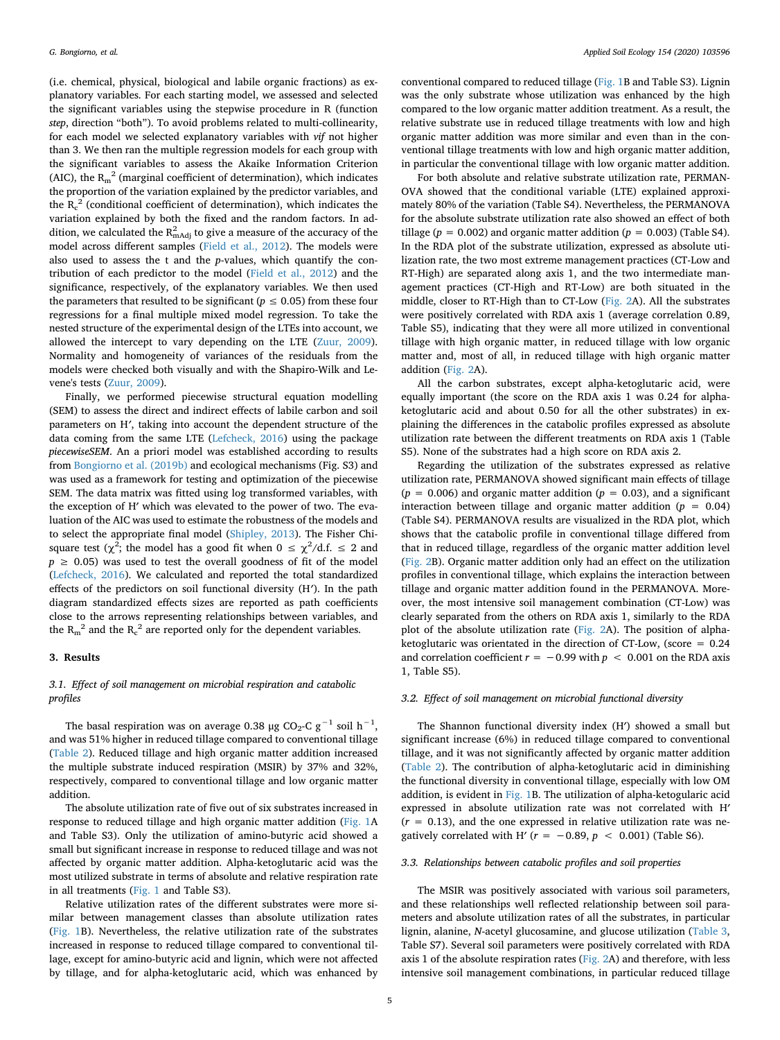(i.e. chemical, physical, biological and labile organic fractions) as explanatory variables. For each starting model, we assessed and selected the significant variables using the stepwise procedure in R (function *step*, direction "both"). To avoid problems related to multi-collinearity, for each model we selected explanatory variables with *vif* not higher than 3. We then ran the multiple regression models for each group with the significant variables to assess the Akaike Information Criterion (AIC), the $R_m^2$ (marginal coefficient of determination), which indicates the proportion of the variation explained by the predictor variables, and the $R_c^2$ (conditional coefficient of determination), which indicates the variation explained by both the fixed and the random factors. In addition, we calculated the $R^2_{mAdj}$ to give a measure of the accuracy of the model across different samples (Field et al., 2012). The models were also used to assess the t and the *p*-values, which quantify the contribution of each predictor to the model (Field et al., 2012) and the significance, respectively, of the explanatory variables. We then used the parameters that resulted to be significant ($p \leq 0.05$) from these four regressions for a final multiple mixed model regression. To take the nested structure of the experimental design of the LTEs into account, we allowed the intercept to vary depending on the LTE (Zuur, 2009). Normality and homogeneity of variances of the residuals from the models were checked both visually and with the Shapiro-Wilk and Levene's tests (Zuur, 2009).

Finally, we performed piecewise structural equation modelling (SEM) to assess the direct and indirect effects of labile carbon and soil parameters on H′, taking into account the dependent structure of the data coming from the same LTE (Lefcheck, 2016) using the package *piecewiseSEM*. An a priori model was established according to results from Bongiorno et al. (2019b) and ecological mechanisms (Fig. S3) and was used as a framework for testing and optimization of the piecewise SEM. The data matrix was fitted using log transformed variables, with the exception of H′ which was elevated to the power of two. The evaluation of the AIC was used to estimate the robustness of the models and to select the appropriate final model (Shipley, 2013). The Fisher Chi-square test ($\chi^2$; the model has a good fit when $0 \leq \chi^2/\text{d.f.} \leq 2$ and $p \geq 0.05$) was used to test the overall goodness of fit of the model (Lefcheck, 2016). We calculated and reported the total standardized effects of the predictors on soil functional diversity (H′). In the path diagram standardized effects sizes are reported as path coefficients close to the arrows representing relationships between variables, and the $R_m^2$ and the $R_c^2$ are reported only for the dependent variables.

## 3. Results

### 3.1. Effect of soil management on microbial respiration and catabolic profiles

The basal respiration was on average 0.38 μg $CO_2$-C $g^{-1}$ soil $h^{-1}$, and was 51% higher in reduced tillage compared to conventional tillage (Table 2). Reduced tillage and high organic matter addition increased the multiple substrate induced respiration (MSIR) by 37% and 32%, respectively, compared to conventional tillage and low organic matter addition.

The absolute utilization rate of five out of six substrates increased in response to reduced tillage and high organic matter addition (Fig. 1A and Table S3). Only the utilization of amino-butyric acid showed a small but significant increase in response to reduced tillage and was not affected by organic matter addition. Alpha-ketoglutaric acid was the most utilized substrate in terms of absolute and relative respiration rate in all treatments (Fig. 1 and Table S3).

Relative utilization rates of the different substrates were more similar between management classes than absolute utilization rates (Fig. 1B). Nevertheless, the relative utilization rate of the substrates increased in response to reduced tillage compared to conventional tillage, except for amino-butyric acid and lignin, which were not affected by tillage, and for alpha-ketoglutaric acid, which was enhanced by conventional compared to reduced tillage (Fig. 1B and Table S3). Lignin was the only substrate whose utilization was enhanced by the high compared to the low organic matter addition treatment. As a result, the relative substrate use in reduced tillage treatments with low and high organic matter addition was more similar and even than in the conventional tillage treatments with low and high organic matter addition, in particular the conventional tillage with low organic matter addition.

For both absolute and relative substrate utilization rate, PERMANOVA showed that the conditional variable (LTE) explained approximately 80% of the variation (Table S4). Nevertheless, the PERMANOVA for the absolute substrate utilization rate also showed an effect of both tillage ($p = 0.002$) and organic matter addition ($p = 0.003$) (Table S4). In the RDA plot of the substrate utilization, expressed as absolute utilization rate, the two most extreme management practices (CT-Low and RT-High) are separated along axis 1, and the two intermediate management practices (CT-High and RT-Low) are both situated in the middle, closer to RT-High than to CT-Low (Fig. 2A). All the substrates were positively correlated with RDA axis 1 (average correlation 0.89, Table S5), indicating that they were all more utilized in conventional tillage with high organic matter, in reduced tillage with low organic matter and, most of all, in reduced tillage with high organic matter addition (Fig. 2A).

All the carbon substrates, except alpha-ketoglutaric acid, were equally important (the score on the RDA axis 1 was 0.24 for alpha-ketoglutaric acid and about 0.50 for all the other substrates) in explaining the differences in the catabolic profiles expressed as absolute utilization rate between the different treatments on RDA axis 1 (Table S5). None of the substrates had a high score on RDA axis 2.

Regarding the utilization of the substrates expressed as relative utilization rate, PERMANOVA showed significant main effects of tillage ($p = 0.006$) and organic matter addition ($p = 0.03$), and a significant interaction between tillage and organic matter addition ($p = 0.04$) (Table S4). PERMANOVA results are visualized in the RDA plot, which shows that the catabolic profile in conventional tillage differed from that in reduced tillage, regardless of the organic matter addition level (Fig. 2B). Organic matter addition only had an effect on the utilization profiles in conventional tillage, which explains the interaction between tillage and organic matter addition found in the PERMANOVA. Moreover, the most intensive soil management combination (CT-Low) was clearly separated from the others on RDA axis 1, similarly to the RDA plot of the absolute utilization rate (Fig. 2A). The position of alpha-ketoglutaric was orientated in the direction of CT-Low, (score = 0.24 and correlation coefficient $r = -0.99$ with $p < 0.001$ on the RDA axis 1, Table S5).

### 3.2. Effect of soil management on microbial functional diversity

The Shannon functional diversity index (H′) showed a small but significant increase (6%) in reduced tillage compared to conventional tillage, and it was not significantly affected by organic matter addition (Table 2). The contribution of alpha-ketoglutaric acid in diminishing the functional diversity in conventional tillage, especially with low OM addition, is evident in Fig. 1B. The utilization of alpha-ketogularic acid expressed in absolute utilization rate was not correlated with H′ ($r = 0.13$), and the one expressed in relative utilization rate was negatively correlated with H′ ($r = -0.89$, $p < 0.001$) (Table S6).

### 3.3. Relationships between catabolic profiles and soil properties

The MSIR was positively associated with various soil parameters, and these relationships well reflected relationship between soil parameters and absolute utilization rates of all the substrates, in particular lignin, alanine, *N*-acetyl glucosamine, and glucose utilization (Table 3, Table S7). Several soil parameters were positively correlated with RDA axis 1 of the absolute respiration rates (Fig. 2A) and therefore, with less intensive soil management combinations, in particular reduced tillage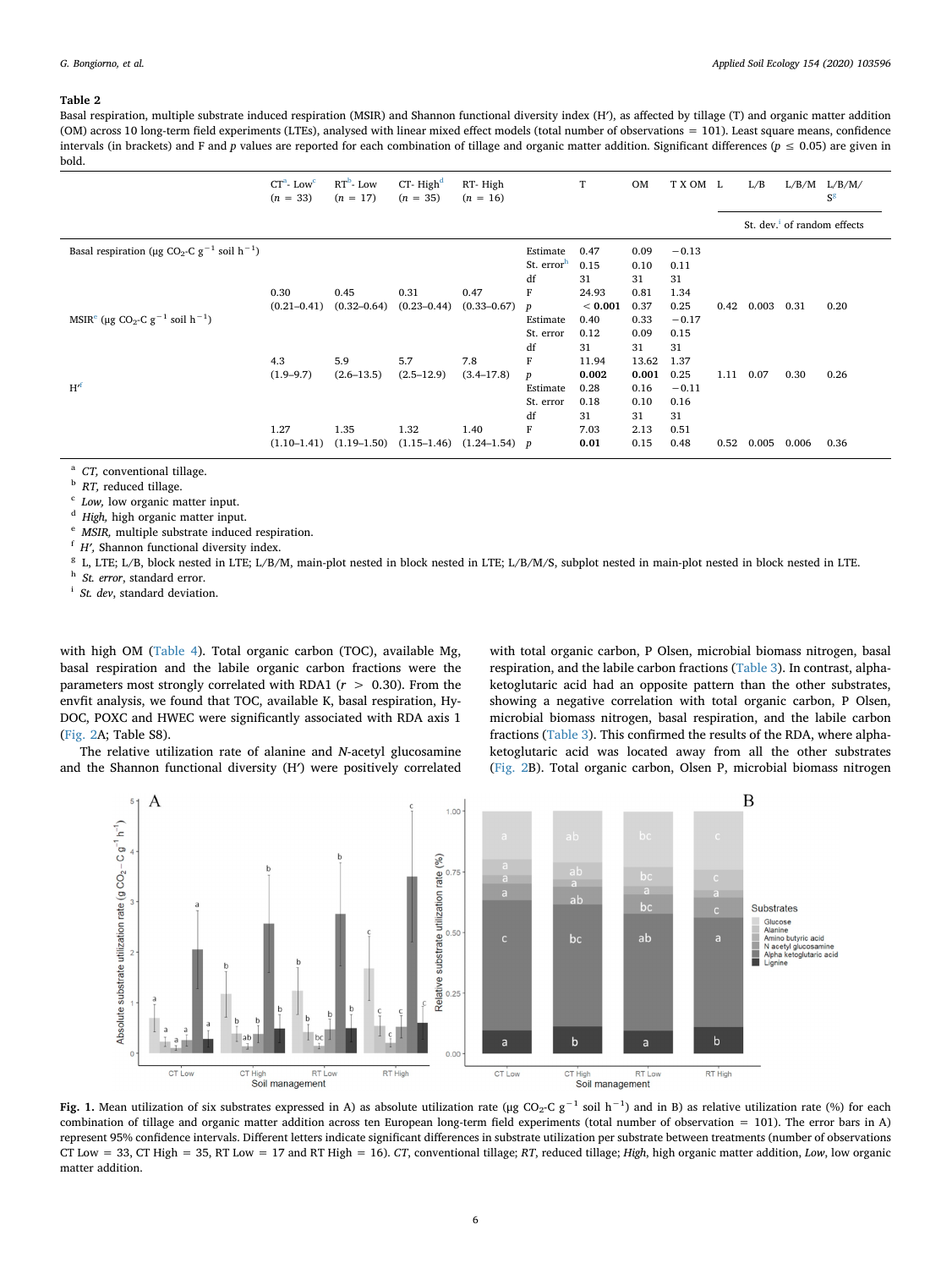**Table 2**

Basal respiration, multiple substrate induced respiration (MSIR) and Shannon functional diversity index (H′), as affected by tillage (T) and organic matter addition (OM) across 10 long-term field experiments (LTEs), analysed with linear mixed effect models (total number of observations = 101). Least square means, confidence intervals (in brackets) and F and p values are reported for each combination of tillage and organic matter addition. Significant differences ($p \leq 0.05$) are given in bold.

| | CT[a]- Low[c] (n = 33) | RT[b]- Low (n = 17) | CT- High[d] (n = 35) | RT- High (n = 16) | | T | OM | T X OM | L | L/B | L/B/M | L/B/M/S[g] |
|---|---|---|---|---|---|---|---|---|---|---|---|---|
| | | | | | | | | | St. dev.[i] of random effects | | | |
| Basal respiration (μg $CO_2$-C $g^{-1}$ soil $h^{-1}$) | | | | | Estimate | 0.47 | 0.09 | −0.13 | | | | |
| | | | | | St. error[h] | 0.15 | 0.10 | 0.11 | | | | |
| | | | | | df | 31 | 31 | 31 | | | | |
| | 0.30 | 0.45 | 0.31 | 0.47 | F | 24.93 | 0.81 | 1.34 | | | | |
| | (0.21–0.41) | (0.32–0.64) | (0.23–0.44) | (0.33–0.67) | p | **< 0.001** | 0.37 | 0.25 | 0.42 | 0.003 | 0.31 | 0.20 |
| MSIR[e] (μg $CO_2$-C $g^{-1}$ soil $h^{-1}$) | | | | | Estimate | 0.40 | 0.33 | −0.17 | | | | |
| | | | | | St. error | 0.12 | 0.09 | 0.15 | | | | |
| | | | | | df | 31 | 31 | 31 | | | | |
| | 4.3 | 5.9 | 5.7 | 7.8 | F | 11.94 | 13.62 | 1.37 | | | | |
| | (1.9–9.7) | (2.6–13.5) | (2.5–12.9) | (3.4–17.8) | p | **0.002** | **0.001** | 0.25 | 1.11 | 0.07 | 0.30 | 0.26 |
| H′[f] | | | | | Estimate | 0.28 | 0.16 | −0.11 | | | | |
| | | | | | St. error | 0.18 | 0.10 | 0.16 | | | | |
| | | | | | df | 31 | 31 | 31 | | | | |
| | 1.27 | 1.35 | 1.32 | 1.40 | F | 7.03 | 2.13 | 0.51 | | | | |
| | (1.10–1.41) | (1.19–1.50) | (1.15–1.46) | (1.24–1.54) | p | **0.01** | 0.15 | 0.48 | 0.52 | 0.005 | 0.006 | 0.36 |

[a] *CT*, conventional tillage.
[b] *RT*, reduced tillage.
[c] *Low*, low organic matter input.
[d] *High*, high organic matter input.
[e] *MSIR*, multiple substrate induced respiration.
[f] *H′*, Shannon functional diversity index.
[g] L, LTE; L/B, block nested in LTE; L/B/M, main-plot nested in block nested in LTE; L/B/M/S, subplot nested in main-plot nested in block nested in LTE.
[h] *St. error*, standard error.
[i] *St. dev*, standard deviation.

with high OM (Table 4). Total organic carbon (TOC), available Mg, basal respiration and the labile organic carbon fractions were the parameters most strongly correlated with RDA1 ($r > 0.30$). From the envfit analysis, we found that TOC, available K, basal respiration, Hy-DOC, POXC and HWEC were significantly associated with RDA axis 1 (Fig. 2A; Table S8).

The relative utilization rate of alanine and *N*-acetyl glucosamine and the Shannon functional diversity (H′) were positively correlated with total organic carbon, P Olsen, microbial biomass nitrogen, basal respiration, and the labile carbon fractions (Table 3). In contrast, alpha-ketoglutaric acid had an opposite pattern than the other substrates, showing a negative correlation with total organic carbon, P Olsen, microbial biomass nitrogen, basal respiration, and the labile carbon fractions (Table 3). This confirmed the results of the RDA, where alpha-ketoglutaric acid was located away from all the other substrates (Fig. 2B). Total organic carbon, Olsen P, microbial biomass nitrogen

**Fig. 1.** Mean utilization of six substrates expressed in A) as absolute utilization rate (μg $CO_2$-C $g^{-1}$ soil $h^{-1}$) and in B) as relative utilization rate (%) for each combination of tillage and organic matter addition across ten European long-term field experiments (total number of observation = 101). The error bars in A) represent 95% confidence intervals. Different letters indicate significant differences in substrate utilization per substrate between treatments (number of observations CT Low = 33, CT High = 35, RT Low = 17 and RT High = 16). *CT*, conventional tillage; *RT*, reduced tillage; *High*, high organic matter addition, *Low*, low organic matter addition.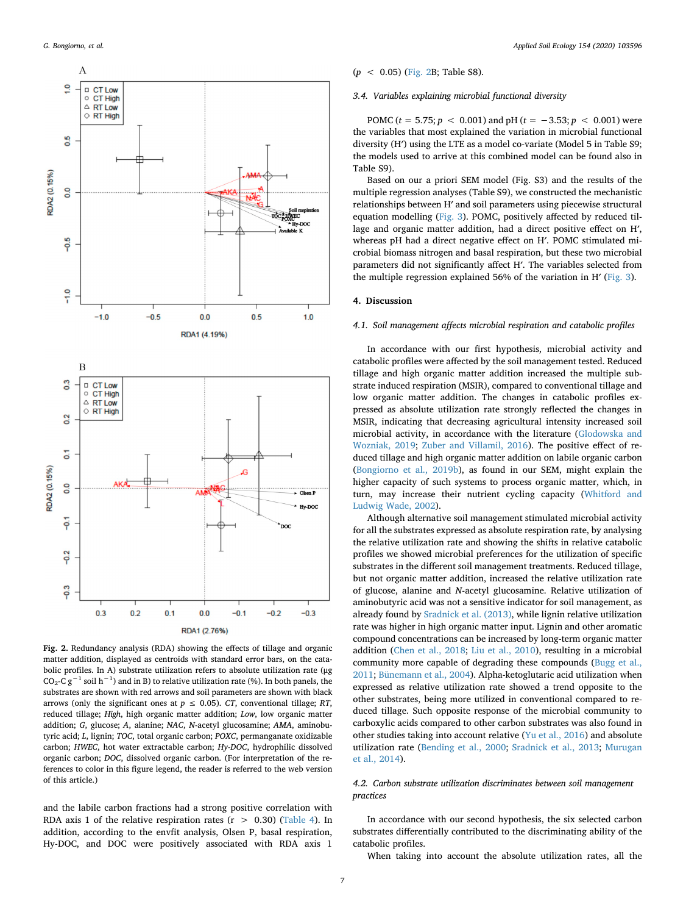Fig. 2. Redundancy analysis (RDA) showing the effects of tillage and organic matter addition, displayed as centroids with standard error bars, on the catabolic profiles. In A) substrate utilization refers to absolute utilization rate (μg $CO_2$-C $g^{-1}$ soil $h^{-1}$) and in B) to relative utilization rate (%). In both panels, the substrates are shown with red arrows and soil parameters are shown with black arrows (only the significant ones at $p \leq 0.05$). *CT*, conventional tillage; *RT*, reduced tillage; *High*, high organic matter addition; *Low*, low organic matter addition; *G*, glucose; *A*, alanine; *NAC*, *N*-acetyl glucosamine; *AMA*, aminobutyric acid; *L*, lignin; *TOC*, total organic carbon; *POXC*, permanganate oxidizable carbon; *HWEC*, hot water extractable carbon; *Hy-DOC*, hydrophilic dissolved organic carbon; *DOC*, dissolved organic carbon. (For interpretation of the references to color in this figure legend, the reader is referred to the web version of this article.)

and the labile carbon fractions had a strong positive correlation with RDA axis 1 of the relative respiration rates ($r > 0.30$) (Table 4). In addition, according to the envfit analysis, Olsen P, basal respiration, Hy-DOC, and DOC were positively associated with RDA axis 1 ($p < 0.05$) (Fig. 2B; Table S8).

### 3.4. Variables explaining microbial functional diversity

POMC ($t = 5.75$; $p < 0.001$) and pH ($t = -3.53$; $p < 0.001$) were the variables that most explained the variation in microbial functional diversity (H′) using the LTE as a model co-variate (Model 5 in Table S9; the models used to arrive at this combined model can be found also in Table S9).

Based on our a priori SEM model (Fig. S3) and the results of the multiple regression analyses (Table S9), we constructed the mechanistic relationships between H′ and soil parameters using piecewise structural equation modelling (Fig. 3). POMC, positively affected by reduced tillage and organic matter addition, had a direct positive effect on H′, whereas pH had a direct negative effect on H′. POMC stimulated microbial biomass nitrogen and basal respiration, but these two microbial parameters did not significantly affect H′. The variables selected from the multiple regression explained 56% of the variation in H′ (Fig. 3).

## 4. Discussion

### 4.1. Soil management affects microbial respiration and catabolic profiles

In accordance with our first hypothesis, microbial activity and catabolic profiles were affected by the soil management tested. Reduced tillage and high organic matter addition increased the multiple substrate induced respiration (MSIR), compared to conventional tillage and low organic matter addition. The changes in catabolic profiles expressed as absolute utilization rate strongly reflected the changes in MSIR, indicating that decreasing agricultural intensity increased soil microbial activity, in accordance with the literature (Glodowska and Wozniak, 2019; Zuber and Villamil, 2016). The positive effect of reduced tillage and high organic matter addition on labile organic carbon (Bongiorno et al., 2019b), as found in our SEM, might explain the higher capacity of such systems to process organic matter, which, in turn, may increase their nutrient cycling capacity (Whitford and Ludwig Wade, 2002).

Although alternative soil management stimulated microbial activity for all the substrates expressed as absolute respiration rate, by analysing the relative utilization rate and showing the shifts in relative catabolic profiles we showed microbial preferences for the utilization of specific substrates in the different soil management treatments. Reduced tillage, but not organic matter addition, increased the relative utilization rate of glucose, alanine and *N*-acetyl glucosamine. Relative utilization of aminobutyric acid was not a sensitive indicator for soil management, as already found by Sradnick et al. (2013), while lignin relative utilization rate was higher in high organic matter input. Lignin and other aromatic compound concentrations can be increased by long-term organic matter addition (Chen et al., 2018; Liu et al., 2010), resulting in a microbial community more capable of degrading these compounds (Bugg et al., 2011; Bünemann et al., 2004). Alpha-ketoglutaric acid utilization when expressed as relative utilization rate showed a trend opposite to the other substrates, being more utilized in conventional compared to reduced tillage. Such opposite response of the microbial community to carboxylic acids compared to other carbon substrates was also found in other studies taking into account relative (Yu et al., 2016) and absolute utilization rate (Bending et al., 2000; Sradnick et al., 2013; Murugan et al., 2014).

### 4.2. Carbon substrate utilization discriminates between soil management practices

In accordance with our second hypothesis, the six selected carbon substrates differentially contributed to the discriminating ability of the catabolic profiles.

When taking into account the absolute utilization rates, all the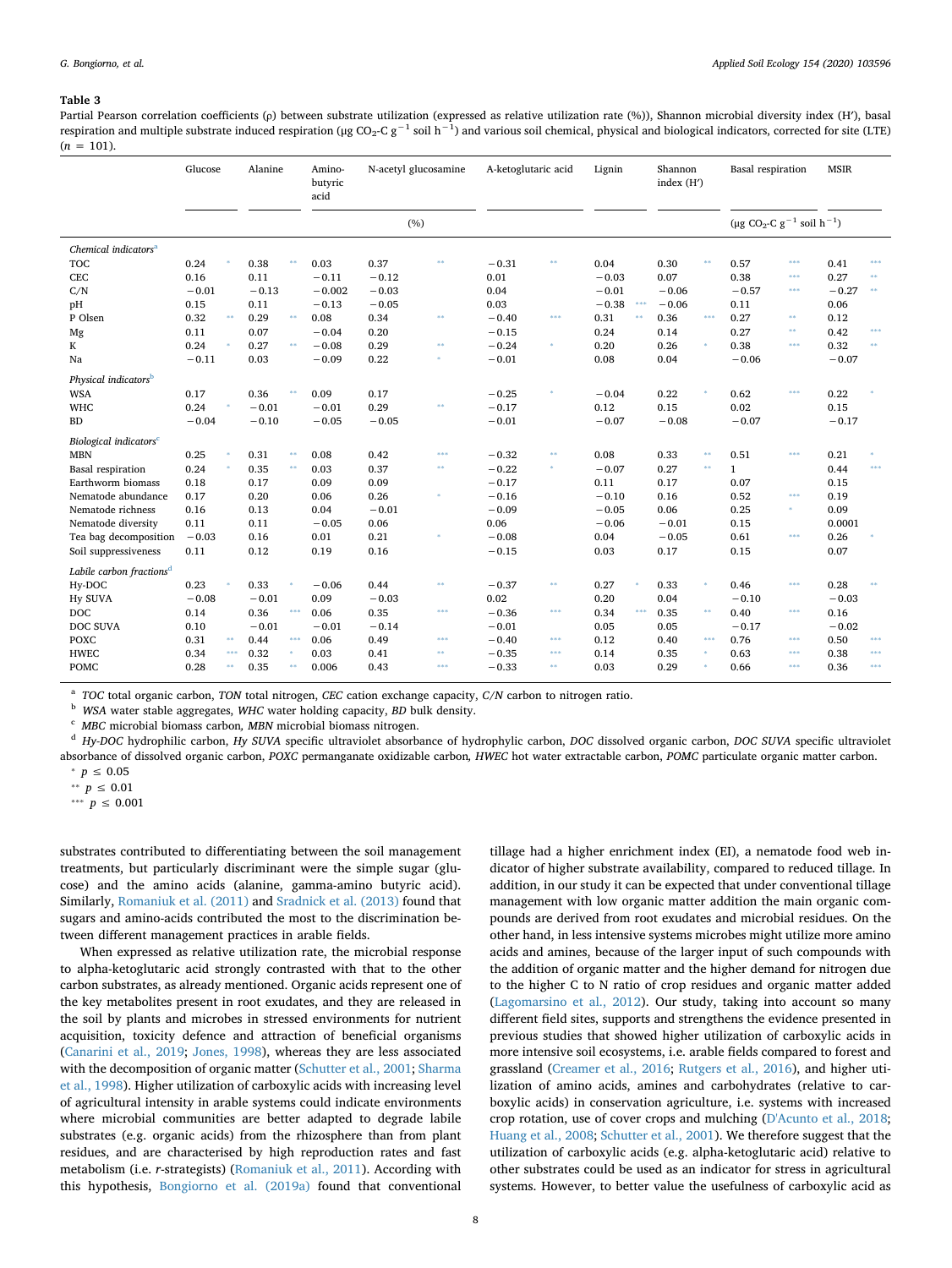**Table 3**

Partial Pearson correlation coefficients (ρ) between substrate utilization (expressed as relative utilization rate (%)), Shannon microbial diversity index (H′), basal respiration and multiple substrate induced respiration (μg $CO_2$-C $g^{-1}$ soil $h^{-1}$) and various soil chemical, physical and biological indicators, corrected for site (LTE) ($n = 101$).

| | Glucose | Alanine | Amino-butyric acid | N-acetyl glucosamine | A-ketoglutaric acid | Lignin | Shannon index (H′) | Basal respiration | MSIR |
|---|---|---|---|---|---|---|---|---|---|
| | (%) | | | | | | | (μg $CO_2$-C $g^{-1}$ soil $h^{-1}$) | |
| *Chemical indicators*[a] | | | | | | | | | |
| TOC | 0.24 * | 0.38 ** | 0.03 | 0.37 ** | −0.31 ** | 0.04 | 0.30 ** | 0.57 *** | 0.41 *** |
| CEC | 0.16 | 0.11 | −0.11 | −0.12 | 0.01 | −0.03 | 0.07 | 0.38 *** | 0.27 ** |
| C/N | −0.01 | −0.13 | −0.002 | −0.03 | 0.04 | −0.01 | −0.06 | −0.57 *** | −0.27 ** |
| pH | 0.15 | 0.11 | −0.13 | −0.05 | 0.03 | −0.38 *** | −0.06 | 0.11 | 0.06 |
| P Olsen | 0.32 ** | 0.29 ** | 0.08 | 0.34 ** | −0.40 *** | 0.31 ** | 0.36 *** | 0.27 ** | 0.12 |
| Mg | 0.11 | 0.07 | −0.04 | 0.20 | −0.15 | 0.24 | 0.14 | 0.27 ** | 0.42 *** |
| K | 0.24 * | 0.27 ** | −0.08 | 0.29 ** | −0.24 * | 0.20 | 0.26 * | 0.38 *** | 0.32 ** |
| Na | −0.11 | 0.03 | −0.09 | 0.22 * | −0.01 | 0.08 | 0.04 | −0.06 | −0.07 |
| *Physical indicators*[b] | | | | | | | | | |
| WSA | 0.17 | 0.36 ** | 0.09 | 0.17 | −0.25 * | −0.04 | 0.22 * | 0.62 *** | 0.22 * |
| WHC | 0.24 * | −0.01 | −0.01 | 0.29 ** | −0.17 | 0.12 | 0.15 | 0.02 | 0.15 |
| BD | −0.04 | −0.10 | −0.05 | −0.05 | −0.01 | −0.07 | −0.08 | −0.07 | −0.17 |
| *Biological indicators*[c] | | | | | | | | | |
| MBN | 0.25 * | 0.31 ** | 0.08 | 0.42 *** | −0.32 ** | 0.08 | 0.33 ** | 0.51 *** | 0.21 * |
| Basal respiration | 0.24 * | 0.35 ** | 0.03 | 0.37 ** | −0.22 * | −0.07 | 0.27 ** | 1 | 0.44 *** |
| Earthworm biomass | 0.18 | 0.17 | 0.09 | 0.09 | −0.17 | 0.11 | 0.17 | 0.07 | 0.15 |
| Nematode abundance | 0.17 | 0.20 | 0.06 | 0.26 * | −0.16 | −0.10 | 0.16 | 0.52 *** | 0.19 |
| Nematode richness | 0.16 | 0.13 | 0.04 | −0.01 | −0.09 | −0.05 | 0.06 | 0.25 * | 0.09 |
| Nematode diversity | 0.11 | 0.11 | −0.05 | 0.06 | 0.06 | −0.06 | −0.01 | 0.15 | 0.0001 |
| Tea bag decomposition | −0.03 | 0.16 | 0.01 | 0.21 * | −0.08 | 0.04 | −0.05 | 0.61 *** | 0.26 * |
| Soil suppressiveness | 0.11 | 0.12 | 0.19 | 0.16 | −0.15 | 0.03 | 0.17 | 0.15 | 0.07 |
| *Labile carbon fractions*[d] | | | | | | | | | |
| Hy-DOC | 0.23 * | 0.33 * | −0.06 | 0.44 ** | −0.37 ** | 0.27 * | 0.33 * | 0.46 *** | 0.28 ** |
| Hy SUVA | −0.08 | 0.09 | 0.09 | −0.03 | 0.02 | 0.20 | 0.04 | −0.10 | −0.03 |
| DOC | 0.14 | 0.36 *** | 0.06 | 0.35 *** | −0.36 *** | 0.34 *** | 0.35 ** | 0.40 *** | 0.16 |
| DOC SUVA | 0.10 | −0.01 | −0.01 | −0.14 | −0.01 | 0.05 | 0.05 | −0.17 | −0.02 |
| POXC | 0.31 ** | 0.44 *** | 0.06 | 0.49 *** | −0.40 *** | 0.12 | 0.40 *** | 0.76 *** | 0.50 *** |
| HWEC | 0.34 *** | 0.32 * | 0.03 | 0.41 ** | −0.35 *** | 0.14 | 0.35 * | 0.63 *** | 0.38 *** |
| POMC | 0.28 ** | 0.35 ** | 0.006 | 0.43 *** | −0.33 ** | 0.03 | 0.29 * | 0.66 *** | 0.36 *** |

[a] *TOC* total organic carbon, *TON* total nitrogen, *CEC* cation exchange capacity, *C/N* carbon to nitrogen ratio.

[b] *WSA* water stable aggregates, *WHC* water holding capacity, *BD* bulk density.

[c] *MBC* microbial biomass carbon, *MBN* microbial biomass nitrogen.

[d] *Hy-DOC* hydrophilic carbon, *Hy SUVA* specific ultraviolet absorbance of hydrophylic carbon, *DOC* dissolved organic carbon, *DOC SUVA* specific ultraviolet absorbance of dissolved organic carbon, *POXC* permanganate oxidizable carbon, *HWEC* hot water extractable carbon, *POMC* particulate organic matter carbon.

\* $p \leq 0.05$

\*\* $p \leq 0.01$

\*\*\* $p \leq 0.001$

substrates contributed to differentiating between the soil management treatments, but particularly discriminant were the simple sugar (glucose) and the amino acids (alanine, gamma-amino butyric acid). Similarly, Romaniuk et al. (2011) and Sradnick et al. (2013) found that sugars and amino-acids contributed the most to the discrimination between different management practices in arable fields.

When expressed as relative utilization rate, the microbial response to alpha-ketoglutaric acid strongly contrasted with that to the other carbon substrates, as already mentioned. Organic acids represent one of the key metabolites present in root exudates, and they are released in the soil by plants and microbes in stressed environments for nutrient acquisition, toxicity defence and attraction of beneficial organisms (Canarini et al., 2019; Jones, 1998), whereas they are less associated with the decomposition of organic matter (Schutter et al., 2001; Sharma et al., 1998). Higher utilization of carboxylic acids with increasing level of agricultural intensity in arable systems could indicate environments where microbial communities are better adapted to degrade labile substrates (e.g. organic acids) from the rhizosphere than from plant residues, and are characterised by high reproduction rates and fast metabolism (i.e. *r*-strategists) (Romaniuk et al., 2011). According with this hypothesis, Bongiorno et al. (2019a) found that conventional tillage had a higher enrichment index (EI), a nematode food web indicator of higher substrate availability, compared to reduced tillage. In addition, in our study it can be expected that under conventional tillage management with low organic matter addition the main organic compounds are derived from root exudates and microbial residues. On the other hand, in less intensive systems microbes might utilize more amino acids and amines, because of the larger input of such compounds with the addition of organic matter and the higher demand for nitrogen due to the higher C to N ratio of crop residues and organic matter added (Lagomarsino et al., 2012). Our study, taking into account so many different field sites, supports and strengthens the evidence presented in previous studies that showed higher utilization of carboxylic acids in more intensive soil ecosystems, i.e. arable fields compared to forest and grassland (Creamer et al., 2016; Rutgers et al., 2016), and higher utilization of amino acids, amines and carbohydrates (relative to carboxylic acids) in conservation agriculture, i.e. systems with increased crop rotation, use of cover crops and mulching (D'Acunto et al., 2018; Huang et al., 2008; Schutter et al., 2001). We therefore suggest that the utilization of carboxylic acids (e.g. alpha-ketoglutaric acid) relative to other substrates could be used as an indicator for stress in agricultural systems. However, to better value the usefulness of carboxylic acid as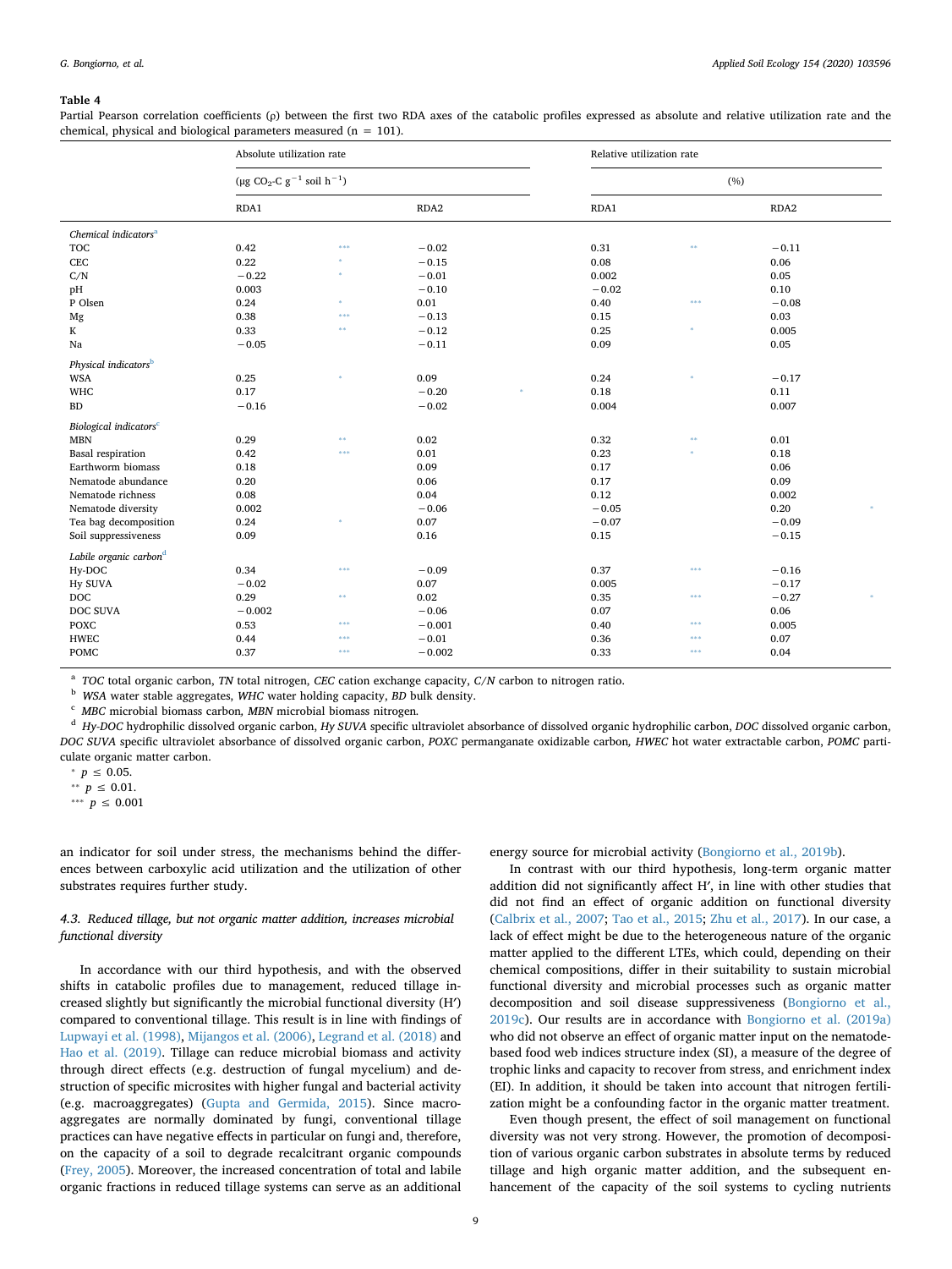**Table 4**

Partial Pearson correlation coefficients (ρ) between the first two RDA axes of the catabolic profiles expressed as absolute and relative utilization rate and the chemical, physical and biological parameters measured (n = 101).

| | Absolute utilization rate ($\mu g$ $CO_2$-C $g^{-1}$ soil $h^{-1}$) | | | | Relative utilization rate (%) | | | |
|---|---|---|---|---|---|---|---|---|
| | RDA1 | | RDA2 | | RDA1 | | RDA2 | |
| *Chemical indicators*[a] | | | | | | | | |
| TOC | 0.42 | *** | −0.02 | | 0.31 | ** | −0.11 | |
| CEC | 0.22 | * | −0.15 | | 0.08 | | 0.06 | |
| C/N | −0.22 | * | −0.01 | | 0.002 | | 0.05 | |
| pH | 0.003 | | −0.10 | | −0.02 | | 0.10 | |
| P Olsen | 0.24 | * | 0.01 | | 0.40 | *** | −0.08 | |
| Mg | 0.38 | *** | −0.13 | | 0.15 | | 0.03 | |
| K | 0.33 | ** | −0.12 | | 0.25 | * | 0.005 | |
| Na | −0.05 | | −0.11 | | 0.09 | | 0.05 | |
| *Physical indicators*[b] | | | | | | | | |
| WSA | 0.25 | * | 0.09 | | 0.24 | * | −0.17 | |
| WHC | 0.17 | | −0.20 | * | 0.18 | | 0.11 | |
| BD | −0.16 | | −0.02 | | 0.004 | | 0.007 | |
| *Biological indicators*[c] | | | | | | | | |
| MBN | 0.29 | ** | 0.02 | | 0.32 | ** | 0.01 | |
| Basal respiration | 0.42 | *** | 0.01 | | 0.23 | * | 0.18 | |
| Earthworm biomass | 0.18 | | 0.09 | | 0.17 | | 0.06 | |
| Nematode abundance | 0.20 | | 0.06 | | 0.17 | | 0.09 | |
| Nematode richness | 0.08 | | 0.04 | | 0.12 | | 0.002 | |
| Nematode diversity | 0.002 | | −0.06 | | −0.05 | | 0.20 | * |
| Tea bag decomposition | 0.24 | * | 0.07 | | −0.07 | | −0.09 | |
| Soil suppressiveness | 0.09 | | 0.16 | | 0.15 | | −0.15 | |
| *Labile organic carbon*[d] | | | | | | | | |
| Hy-DOC | 0.34 | *** | −0.09 | | 0.37 | *** | −0.16 | |
| Hy SUVA | −0.02 | | 0.07 | | 0.005 | | −0.17 | |
| DOC | 0.29 | ** | 0.02 | | 0.35 | *** | −0.27 | * |
| DOC SUVA | −0.002 | | −0.06 | | 0.07 | | 0.06 | |
| POXC | 0.53 | *** | −0.001 | | 0.40 | *** | 0.005 | |
| HWEC | 0.44 | *** | −0.01 | | 0.36 | *** | 0.07 | |
| POMC | 0.37 | *** | −0.002 | | 0.33 | *** | 0.04 | |

[a] *TOC* total organic carbon, *TN* total nitrogen, *CEC* cation exchange capacity, *C/N* carbon to nitrogen ratio.

[b] *WSA* water stable aggregates, *WHC* water holding capacity, *BD* bulk density.

[c] *MBC* microbial biomass carbon, *MBN* microbial biomass nitrogen.

[d] *Hy-DOC* hydrophilic dissolved organic carbon, *Hy SUVA* specific ultraviolet absorbance of dissolved organic hydrophilic carbon, *DOC* dissolved organic carbon, *DOC SUVA* specific ultraviolet absorbance of dissolved organic carbon, *POXC* permanganate oxidizable carbon, *HWEC* hot water extractable carbon, *POMC* particulate organic matter carbon.

\* $p \leq 0.05$.

\*\* $p \leq 0.01$.

\*\*\* $p \leq 0.001$

an indicator for soil under stress, the mechanisms behind the differences between carboxylic acid utilization and the utilization of other substrates requires further study.

### 4.3. Reduced tillage, but not organic matter addition, increases microbial functional diversity

In accordance with our third hypothesis, and with the observed shifts in catabolic profiles due to management, reduced tillage increased slightly but significantly the microbial functional diversity (H′) compared to conventional tillage. This result is in line with findings of Lupwayi et al. (1998), Mijangos et al. (2006), Legrand et al. (2018) and Hao et al. (2019). Tillage can reduce microbial biomass and activity through direct effects (e.g. destruction of fungal mycelium) and destruction of specific microsites with higher fungal and bacterial activity (e.g. macroaggregates) (Gupta and Germida, 2015). Since macroaggregates are normally dominated by fungi, conventional tillage practices can have negative effects in particular on fungi and, therefore, on the capacity of a soil to degrade recalcitrant organic compounds (Frey, 2005). Moreover, the increased concentration of total and labile organic fractions in reduced tillage systems can serve as an additional energy source for microbial activity (Bongiorno et al., 2019b).

In contrast with our third hypothesis, long-term organic matter addition did not significantly affect H′, in line with other studies that did not find an effect of organic addition on functional diversity (Calbrix et al., 2007; Tao et al., 2015; Zhu et al., 2017). In our case, a lack of effect might be due to the heterogeneous nature of the organic matter applied to the different LTEs, which could, depending on their chemical compositions, differ in their suitability to sustain microbial functional diversity and microbial processes such as organic matter decomposition and soil disease suppressiveness (Bongiorno et al., 2019c). Our results are in accordance with Bongiorno et al. (2019a) who did not observe an effect of organic matter input on the nematode-based food web indices structure index (SI), a measure of the degree of trophic links and capacity to recover from stress, and enrichment index (EI). In addition, it should be taken into account that nitrogen fertilization might be a confounding factor in the organic matter treatment.

Even though present, the effect of soil management on functional diversity was not very strong. However, the promotion of decomposition of various organic carbon substrates in absolute terms by reduced tillage and high organic matter addition, and the subsequent enhancement of the capacity of the soil systems to cycling nutrients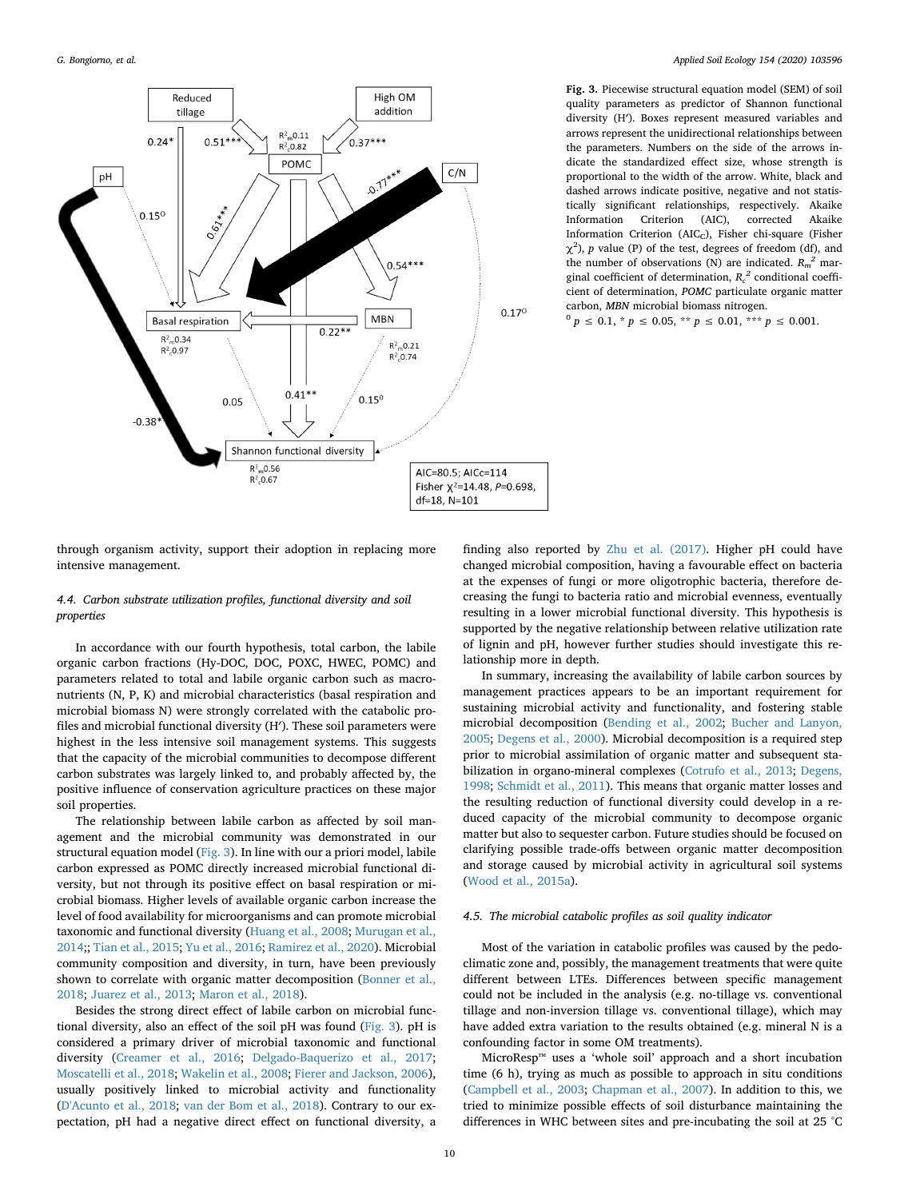Fig. 3. Piecewise structural equation model (SEM) of soil quality parameters as predictor of Shannon functional diversity (H′). Boxes represent measured variables and arrows represent the unidirectional relationships between the parameters. Numbers on the side of the arrows indicate the standardized effect size, whose strength is proportional to the width of the arrow. White, black and dashed arrows indicate positive, negative and not statistically significant relationships, respectively. Akaike Information Criterion (AIC), corrected Akaike Information Criterion ($AIC_C$), Fisher chi-square (Fisher $\chi^2$), $p$ value (P) of the test, degrees of freedom (df), and the number of observations (N) are indicated. $R_m^2$ marginal coefficient of determination, $R_c^2$ conditional coefficient of determination, *POMC* particulate organic matter carbon, *MBN* microbial biomass nitrogen.

$^0$ $p \leq 0.1$, * $p \leq 0.05$, ** $p \leq 0.01$, *** $p \leq 0.001$.

through organism activity, support their adoption in replacing more intensive management.

### 4.4. Carbon substrate utilization profiles, functional diversity and soil properties

In accordance with our fourth hypothesis, total carbon, the labile organic carbon fractions (Hy-DOC, DOC, POXC, HWEC, POMC) and parameters related to total and labile organic carbon such as macronutrients (N, P, K) and microbial characteristics (basal respiration and microbial biomass N) were strongly correlated with the catabolic profiles and microbial functional diversity (H′). These soil parameters were highest in the less intensive soil management systems. This suggests that the capacity of the microbial communities to decompose different carbon substrates was largely linked to, and probably affected by, the positive influence of conservation agriculture practices on these major soil properties.

The relationship between labile carbon as affected by soil management and the microbial community was demonstrated in our structural equation model (Fig. 3). In line with our a priori model, labile carbon expressed as POMC directly increased microbial functional diversity, but not through its positive effect on basal respiration or microbial biomass. Higher levels of available organic carbon increase the level of food availability for microorganisms and can promote microbial taxonomic and functional diversity (Huang et al., 2008; Murugan et al., 2014;; Tian et al., 2015; Yu et al., 2016; Ramirez et al., 2020). Microbial community composition and diversity, in turn, have been previously shown to correlate with organic matter decomposition (Bonner et al., 2018; Juarez et al., 2013; Maron et al., 2018).

Besides the strong direct effect of labile carbon on microbial functional diversity, also an effect of the soil pH was found (Fig. 3). pH is considered a primary driver of microbial taxonomic and functional diversity (Creamer et al., 2016; Delgado-Baquerizo et al., 2017; Moscatelli et al., 2018; Wakelin et al., 2008; Fierer and Jackson, 2006), usually positively linked to microbial activity and functionality (D'Acunto et al., 2018; van der Bom et al., 2018). Contrary to our expectation, pH had a negative direct effect on functional diversity, a finding also reported by Zhu et al. (2017). Higher pH could have changed microbial composition, having a favourable effect on bacteria at the expenses of fungi or more oligotrophic bacteria, therefore decreasing the fungi to bacteria ratio and microbial evenness, eventually resulting in a lower microbial functional diversity. This hypothesis is supported by the negative relationship between relative utilization rate of lignin and pH, however further studies should investigate this relationship more in depth.

In summary, increasing the availability of labile carbon sources by management practices appears to be an important requirement for sustaining microbial activity and functionality, and fostering stable microbial decomposition (Bending et al., 2002; Bucher and Lanyon, 2005; Degens et al., 2000). Microbial decomposition is a required step prior to microbial assimilation of organic matter and subsequent stabilization in organo-mineral complexes (Cotrufo et al., 2013; Degens, 1998; Schmidt et al., 2011). This means that organic matter losses and the resulting reduction of functional diversity could develop in a reduced capacity of the microbial community to decompose organic matter but also to sequester carbon. Future studies should be focused on clarifying possible trade-offs between organic matter decomposition and storage caused by microbial activity in agricultural soil systems (Wood et al., 2015a).

### 4.5. The microbial catabolic profiles as soil quality indicator

Most of the variation in catabolic profiles was caused by the pedoclimatic zone and, possibly, the management treatments that were quite different between LTEs. Differences between specific management could not be included in the analysis (e.g. no-tillage vs. conventional tillage and non-inversion tillage vs. conventional tillage), which may have added extra variation to the results obtained (e.g. mineral N is a confounding factor in some OM treatments).

MicroResp™ uses a 'whole soil' approach and a short incubation time (6 h), trying as much as possible to approach in situ conditions (Campbell et al., 2003; Chapman et al., 2007). In addition to this, we tried to minimize possible effects of soil disturbance maintaining the differences in WHC between sites and pre-incubating the soil at 25 °C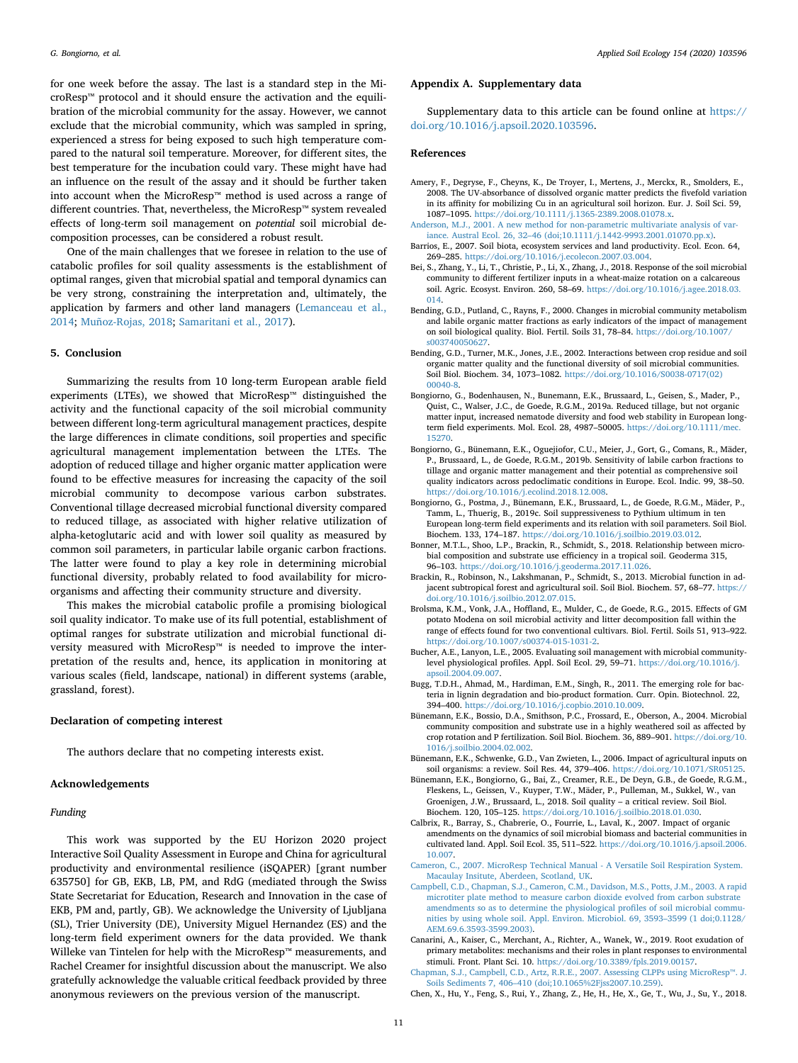for one week before the assay. The last is a standard step in the MicroResp™ protocol and it should ensure the activation and the equilibration of the microbial community for the assay. However, we cannot exclude that the microbial community, which was sampled in spring, experienced a stress for being exposed to such high temperature compared to the natural soil temperature. Moreover, for different sites, the best temperature for the incubation could vary. These might have had an influence on the result of the assay and it should be further taken into account when the MicroResp™ method is used across a range of different countries. That, nevertheless, the MicroResp™ system revealed effects of long-term soil management on *potential* soil microbial decomposition processes, can be considered a robust result.

One of the main challenges that we foresee in relation to the use of catabolic profiles for soil quality assessments is the establishment of optimal ranges, given that microbial spatial and temporal dynamics can be very strong, constraining the interpretation and, ultimately, the application by farmers and other land managers (Lemanceau et al., 2014; Muñoz-Rojas, 2018; Samaritani et al., 2017).

## 5. Conclusion

Summarizing the results from 10 long-term European arable field experiments (LTEs), we showed that MicroResp™ distinguished the activity and the functional capacity of the soil microbial community between different long-term agricultural management practices, despite the large differences in climate conditions, soil properties and specific agricultural management implementation between the LTEs. The adoption of reduced tillage and higher organic matter application were found to be effective measures for increasing the capacity of the soil microbial community to decompose various carbon substrates. Conventional tillage decreased microbial functional diversity compared to reduced tillage, as associated with higher relative utilization of alpha-ketoglutaric acid and with lower soil quality as measured by common soil parameters, in particular labile organic carbon fractions. The latter were found to play a key role in determining microbial functional diversity, probably related to food availability for microorganisms and affecting their community structure and diversity.

This makes the microbial catabolic profile a promising biological soil quality indicator. To make use of its full potential, establishment of optimal ranges for substrate utilization and microbial functional diversity measured with MicroResp™ is needed to improve the interpretation of the results and, hence, its application in monitoring at various scales (field, landscape, national) in different systems (arable, grassland, forest).

## Declaration of competing interest

The authors declare that no competing interests exist.

## Acknowledgements

### Funding

This work was supported by the EU Horizon 2020 project Interactive Soil Quality Assessment in Europe and China for agricultural productivity and environmental resilience (iSQAPER) [grant number 635750] for GB, EKB, LB, PM, and RdG (mediated through the Swiss State Secretariat for Education, Research and Innovation in the case of EKB, PM and, partly, GB). We acknowledge the University of Ljubljana (SL), Trier University (DE), University Miguel Hernandez (ES) and the long-term field experiment owners for the data provided. We thank Willeke van Tintelen for help with the MicroResp™ measurements, and Rachel Creamer for insightful discussion about the manuscript. We also gratefully acknowledge the valuable critical feedback provided by three anonymous reviewers on the previous version of the manuscript.

## Appendix A. Supplementary data

Supplementary data to this article can be found online at https://doi.org/10.1016/j.apsoil.2020.103596.

## References

Amery, F., Degryse, F., Cheyns, K., De Troyer, I., Mertens, J., Merckx, R., Smolders, E., 2008. The UV-absorbance of dissolved organic matter predicts the fivefold variation in its affinity for mobilizing Cu in an agricultural soil horizon. Eur. J. Soil Sci. 59, 1087–1095. https://doi.org/10.1111/j.1365-2389.2008.01078.x.

Anderson, M.J., 2001. A new method for non-parametric multivariate analysis of variance. Austral Ecol. 26, 32–46 (doi;10.1111/j.1442-9993.2001.01070.pp.x).

Barrios, E., 2007. Soil biota, ecosystem services and land productivity. Ecol. Econ. 64, 269–285. https://doi.org/10.1016/j.ecolecon.2007.03.004.

Bei, S., Zhang, Y., Li, T., Christie, P., Li, X., Zhang, J., 2018. Response of the soil microbial community to different fertilizer inputs in a wheat-maize rotation on a calcareous soil. Agric. Ecosyst. Environ. 260, 58–69. https://doi.org/10.1016/j.agee.2018.03.014.

Bending, G.D., Putland, C., Rayns, F., 2000. Changes in microbial community metabolism and labile organic matter fractions as early indicators of the impact of management on soil biological quality. Biol. Fertil. Soils 31, 78–84. https://doi.org/10.1007/s003740050627.

Bending, G.D., Turner, M.K., Jones, J.E., 2002. Interactions between crop residue and soil organic matter quality and the functional diversity of soil microbial communities. Soil Biol. Biochem. 34, 1073–1082. https://doi.org/10.1016/S0038-0717(02)00040-8.

Bongiorno, G., Bodenhausen, N., Bunemann, E.K., Brussaard, L., Geisen, S., Mader, P., Quist, C., Walser, J.C., de Goede, R.G.M., 2019a. Reduced tillage, but not organic matter input, increased nematode diversity and food web stability in European long-term field experiments. Mol. Ecol. 28, 4987–50005. https://doi.org/10.1111/mec.15270.

Bongiorno, G., Bünemann, E.K., Oguejiofor, C.U., Meier, J., Gort, G., Comans, R., Mäder, P., Brussaard, L., de Goede, R.G.M., 2019b. Sensitivity of labile carbon fractions to tillage and organic matter management and their potential as comprehensive soil quality indicators across pedoclimatic conditions in Europe. Ecol. Indic. 99, 38–50. https://doi.org/10.1016/j.ecolind.2018.12.008.

Bongiorno, G., Postma, J., Bünemann, E.K., Brussaard, L., de Goede, R.G.M., Mäder, P., Tamm, L., Thuerig, B., 2019c. Soil suppressiveness to Pythium ultimum in ten European long-term field experiments and its relation with soil parameters. Soil Biol. Biochem. 133, 174–187. https://doi.org/10.1016/j.soilbio.2019.03.012.

Bonner, M.T.L., Shoo, L.P., Brackin, R., Schmidt, S., 2018. Relationship between microbial composition and substrate use efficiency in a tropical soil. Geoderma 315, 96–103. https://doi.org/10.1016/j.geoderma.2017.11.026.

Brackin, R., Robinson, N., Lakshmanan, P., Schmidt, S., 2013. Microbial function in adjacent subtropical forest and agricultural soil. Soil Biol. Biochem. 57, 68–77. https://doi.org/10.1016/j.soilbio.2012.07.015.

Brolsma, K.M., Vonk, J.A., Hoffland, E., Mulder, C., de Goede, R.G., 2015. Effects of GM potato Modena on soil microbial activity and litter decomposition fall within the range of effects found for two conventional cultivars. Biol. Fertil. Soils 51, 913–922. https://doi.org/10.1007/s00374-015-1031-2.

Bucher, A.E., Lanyon, L.E., 2005. Evaluating soil management with microbial community-level physiological profiles. Appl. Soil Ecol. 29, 59–71. https://doi.org/10.1016/j.apsoil.2004.09.007.

Bugg, T.D.H., Ahmad, M., Hardiman, E.M., Singh, R., 2011. The emerging role for bacteria in lignin degradation and bio-product formation. Curr. Opin. Biotechnol. 22, 394–400. https://doi.org/10.1016/j.copbio.2010.10.009.

Bünemann, E.K., Bossio, D.A., Smithson, P.C., Frossard, E., Oberson, A., 2004. Microbial community composition and substrate use in a highly weathered soil as affected by crop rotation and P fertilization. Soil Biol. Biochem. 36, 889–901. https://doi.org/10.1016/j.soilbio.2004.02.002.

Bünemann, E.K., Schwenke, G.D., Van Zwieten, L., 2006. Impact of agricultural inputs on soil organisms: a review. Soil Res. 44, 379–406. https://doi.org/10.1071/SR05125.

Bünemann, E.K., Bongiorno, G., Bai, Z., Creamer, R.E., De Deyn, G.B., de Goede, R.G.M., Fleskens, L., Geissen, V., Kuyper, T.W., Mäder, P., Pulleman, M., Sukkel, W., van Groenigen, J.W., Brussaard, L., 2018. Soil quality – a critical review. Soil Biol. Biochem. 120, 105–125. https://doi.org/10.1016/j.soilbio.2018.01.030.

Calbrix, R., Barray, S., Chabrerie, O., Fourrie, L., Laval, K., 2007. Impact of organic amendments on the dynamics of soil microbial biomass and bacterial communities in cultivated land. Appl. Soil Ecol. 35, 511–522. https://doi.org/10.1016/j.apsoil.2006.10.007.

Cameron, C., 2007. MicroResp Technical Manual - A Versatile Soil Respiration System. Macaulay Insitute, Aberdeen, Scotland, UK.

Campbell, C.D., Chapman, S.J., Cameron, C.M., Davidson, M.S., Potts, J.M., 2003. A rapid microtiter plate method to measure carbon dioxide evolved from carbon substrate amendments so as to determine the physiological profiles of soil microbial communities by using whole soil. Appl. Environ. Microbiol. 69, 3593–3599 (1 doi;0.1128/AEM.69.6.3593-3599.2003).

Canarini, A., Kaiser, C., Merchant, A., Richter, A., Wanek, W., 2019. Root exudation of primary metabolites: mechanisms and their roles in plant responses to environmental stimuli. Front. Plant Sci. 10. https://doi.org/10.3389/fpls.2019.00157.

Chapman, S.J., Campbell, C.D., Artz, R.R.E., 2007. Assessing CLPPs using MicroResp™. J. Soils Sediments 7, 406–410 (doi;10.1065%2Fjss2007.10.259).

Chen, X., Hu, Y., Feng, S., Rui, Y., Zhang, Z., He, H., He, X., Ge, T., Wu, J., Su, Y., 2018.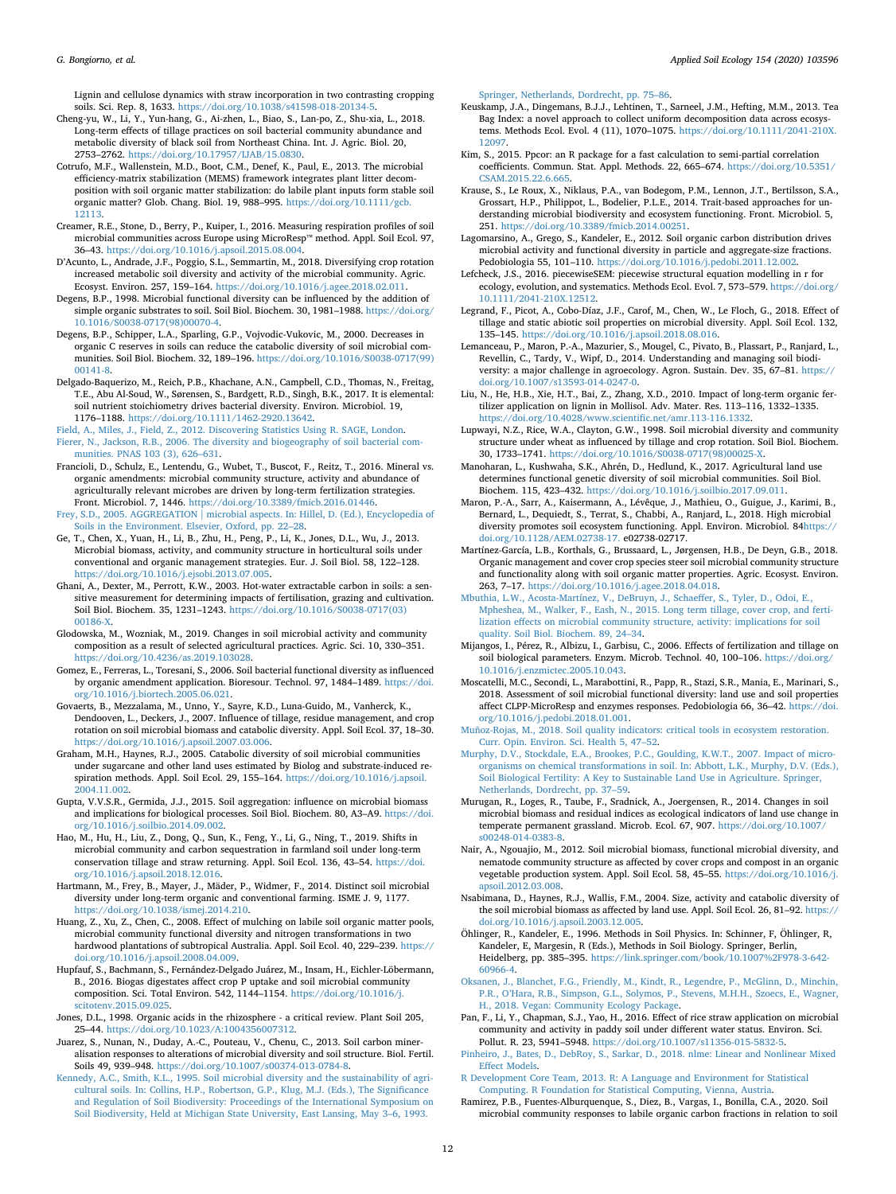Lignin and cellulose dynamics with straw incorporation in two contrasting cropping soils. Sci. Rep. 8, 1633. https://doi.org/10.1038/s41598-018-20134-5.

Cheng-yu, W., Li, Y., Yun-hang, G., Ai-zhen, L., Biao, S., Lan-po, Z., Shu-xia, L., 2018. Long-term effects of tillage practices on soil bacterial community abundance and metabolic diversity of black soil from Northeast China. Int. J. Agric. Biol. 20, 2753–2762. https://doi.org/10.17957/IJAB/15.0830.

Cotrufo, M.F., Wallenstein, M.D., Boot, C.M., Denef, K., Paul, E., 2013. The microbial efficiency-matrix stabilization (MEMS) framework integrates plant litter decomposition with soil organic matter stabilization: do labile plant inputs form stable soil organic matter? Glob. Chang. Biol. 19, 988–995. https://doi.org/10.1111/gcb.12113.

Creamer, R.E., Stone, D., Berry, P., Kuiper, I., 2016. Measuring respiration profiles of soil microbial communities across Europe using MicroResp™ method. Appl. Soil Ecol. 97, 36–43. https://doi.org/10.1016/j.apsoil.2015.08.004.

D'Acunto, L., Andrade, J.F., Poggio, S.L., Semmartin, M., 2018. Diversifying crop rotation increased metabolic soil diversity and activity of the microbial community. Agric. Ecosyst. Environ. 257, 159–164. https://doi.org/10.1016/j.agee.2018.02.011.

Degens, B.P., 1998. Microbial functional diversity can be influenced by the addition of simple organic substrates to soil. Soil Biol. Biochem. 30, 1981–1988. https://doi.org/10.1016/S0038-0717(98)00070-4.

Degens, B.P., Schipper, L.A., Sparling, G.P., Vojvodic-Vukovic, M., 2000. Decreases in organic C reserves in soils can reduce the catabolic diversity of soil microbial communities. Soil Biol. Biochem. 32, 189–196. https://doi.org/10.1016/S0038-0717(99)00141-8.

Delgado-Baquerizo, M., Reich, P.B., Khachane, A.N., Campbell, C.D., Thomas, N., Freitag, T.E., Abu Al-Soud, W., Sørensen, S., Bardgett, R.D., Singh, B.K., 2017. It is elemental: soil nutrient stoichiometry drives bacterial diversity. Environ. Microbiol. 19, 1176–1188. https://doi.org/10.1111/1462-2920.13642.

Field, A., Miles, J., Field, Z., 2012. Discovering Statistics Using R. SAGE, London.

Fierer, N., Jackson, R.B., 2006. The diversity and biogeography of soil bacterial communities. PNAS 103 (3), 626–631.

Francioli, D., Schulz, E., Lentendu, G., Wubet, T., Buscot, F., Reitz, T., 2016. Mineral vs. organic amendments: microbial community structure, activity and abundance of agriculturally relevant microbes are driven by long-term fertilization strategies. Front. Microbiol. 7, 1446. https://doi.org/10.3389/fmicb.2016.01446.

Frey, S.D., 2005. AGGREGATION | microbial aspects. In: Hillel, D. (Ed.), Encyclopedia of Soils in the Environment. Elsevier, Oxford, pp. 22–28.

Ge, T., Chen, X., Yuan, H., Li, B., Zhu, H., Peng, P., Li, K., Jones, D.L., Wu, J., 2013. Microbial biomass, activity, and community structure in horticultural soils under conventional and organic management strategies. Eur. J. Soil Biol. 58, 122–128. https://doi.org/10.1016/j.ejsobi.2013.07.005.

Ghani, A., Dexter, M., Perrott, K.W., 2003. Hot-water extractable carbon in soils: a sensitive measurement for determining impacts of fertilisation, grazing and cultivation. Soil Biol. Biochem. 35, 1231–1243. https://doi.org/10.1016/S0038-0717(03)00186-X.

Glodowska, M., Wozniak, M., 2019. Changes in soil microbial activity and community composition as a result of selected agricultural practices. Agric. Sci. 10, 330–351. https://doi.org/10.4236/as.2019.103028.

Gomez, E., Ferreras, L., Toresani, S., 2006. Soil bacterial functional diversity as influenced by organic amendment application. Bioresour. Technol. 97, 1484–1489. https://doi.org/10.1016/j.biortech.2005.06.021.

Govaerts, B., Mezzalama, M., Unno, Y., Sayre, K.D., Luna-Guido, M., Vanherck, K., Dendooven, L., Deckers, J., 2007. Influence of tillage, residue management, and crop rotation on soil microbial biomass and catabolic diversity. Appl. Soil Ecol. 37, 18–30. https://doi.org/10.1016/j.apsoil.2007.03.006.

Graham, M.H., Haynes, R.J., 2005. Catabolic diversity of soil microbial communities under sugarcane and other land uses estimated by Biolog and substrate-induced respiration methods. Appl. Soil Ecol. 29, 155–164. https://doi.org/10.1016/j.apsoil.2004.11.002.

Gupta, V.V.S.R., Germida, J.J., 2015. Soil aggregation: influence on microbial biomass and implications for biological processes. Soil Biol. Biochem. 80, A3–A9. https://doi.org/10.1016/j.soilbio.2014.09.002.

Hao, M., Hu, H., Liu, Z., Dong, Q., Sun, K., Feng, Y., Li, G., Ning, T., 2019. Shifts in microbial community and carbon sequestration in farmland soil under long-term conservation tillage and straw returning. Appl. Soil Ecol. 136, 43–54. https://doi.org/10.1016/j.apsoil.2018.12.016.

Hartmann, M., Frey, B., Mayer, J., Mäder, P., Widmer, F., 2014. Distinct soil microbial diversity under long-term organic and conventional farming. ISME J. 9, 1177. https://doi.org/10.1038/ismej.2014.210.

Huang, Z., Xu, Z., Chen, C., 2008. Effect of mulching on labile soil organic matter pools, microbial community functional diversity and nitrogen transformations in two hardwood plantations of subtropical Australia. Appl. Soil Ecol. 40, 229–239. https://doi.org/10.1016/j.apsoil.2008.04.009.

Hupfauf, S., Bachmann, S., Fernández-Delgado Juárez, M., Insam, H., Eichler-Löbermann, B., 2016. Biogas digestates affect crop P uptake and soil microbial community composition. Sci. Total Environ. 542, 1144–1154. https://doi.org/10.1016/j.scitotenv.2015.09.025.

Jones, D.L., 1998. Organic acids in the rhizosphere - a critical review. Plant Soil 205, 25–44. https://doi.org/10.1023/A:1004356007312.

Juarez, S., Nunan, N., Duday, A.-C., Pouteau, V., Chenu, C., 2013. Soil carbon mineralisation responses to alterations of microbial diversity and soil structure. Biol. Fertil. Soils 49, 939–948. https://doi.org/10.1007/s00374-013-0784-8.

Kennedy, A.C., Smith, K.L., 1995. Soil microbial diversity and the sustainability of agricultural soils. In: Collins, H.P., Robertson, G.P., Klug, M.J. (Eds.), The Significance and Regulation of Soil Biodiversity: Proceedings of the International Symposium on Soil Biodiversity, Held at Michigan State University, East Lansing, May 3–6, 1993. Springer, Netherlands, Dordrecht, pp. 75–86.

Keuskamp, J.A., Dingemans, B.J.J., Lehtinen, T., Sarneel, J.M., Hefting, M.M., 2013. Tea Bag Index: a novel approach to collect uniform decomposition data across ecosystems. Methods Ecol. Evol. 4 (11), 1070–1075. https://doi.org/10.1111/2041-210X.12097.

Kim, S., 2015. Ppcor: an R package for a fast calculation to semi-partial correlation coefficients. Commun. Stat. Appl. Methods. 22, 665–674. https://doi.org/10.5351/CSAM.2015.22.6.665.

Krause, S., Le Roux, X., Niklaus, P.A., van Bodegom, P.M., Lennon, J.T., Bertilsson, S.A., Grossart, H.P., Philippot, L., Bodelier, P.L.E., 2014. Trait-based approaches for understanding microbial biodiversity and ecosystem functioning. Front. Microbiol. 5, 251. https://doi.org/10.3389/fmicb.2014.00251.

Lagomarsino, A., Grego, S., Kandeler, E., 2012. Soil organic carbon distribution drives microbial activity and functional diversity in particle and aggregate-size fractions. Pedobiologia 55, 101–110. https://doi.org/10.1016/j.pedobi.2011.12.002.

Lefcheck, J.S., 2016. piecewiseSEM: piecewise structural equation modelling in r for ecology, evolution, and systematics. Methods Ecol. Evol. 7, 573–579. https://doi.org/10.1111/2041-210X.12512.

Legrand, F., Picot, A., Cobo-Díaz, J.F., Carof, M., Chen, W., Le Floch, G., 2018. Effect of tillage and static abiotic soil properties on microbial diversity. Appl. Soil Ecol. 132, 135–145. https://doi.org/10.1016/j.apsoil.2018.08.016.

Lemanceau, P., Maron, P.-A., Mazurier, S., Mougel, C., Pivato, B., Plassart, P., Ranjard, L., Revellin, C., Tardy, V., Wipf, D., 2014. Understanding and managing soil biodiversity: a major challenge in agroecology. Agron. Sustain. Dev. 35, 67–81. https://doi.org/10.1007/s13593-014-0247-0.

Liu, N., He, H.B., Xie, H.T., Bai, Z., Zhang, X.D., 2010. Impact of long-term organic fertilizer application on lignin in Mollisol. Adv. Mater. Res. 113–116, 1332–1335. https://doi.org/10.4028/www.scientific.net/amr.113-116.1332.

Lupwayi, N.Z., Rice, W.A., Clayton, G.W., 1998. Soil microbial diversity and community structure under wheat as influenced by tillage and crop rotation. Soil Biol. Biochem. 30, 1733–1741. https://doi.org/10.1016/S0038-0717(98)00025-X.

Manoharan, L., Kushwaha, S.K., Ahrén, D., Hedlund, K., 2017. Agricultural land use determines functional genetic diversity of soil microbial communities. Soil Biol. Biochem. 115, 423–432. https://doi.org/10.1016/j.soilbio.2017.09.011.

Maron, P.-A., Sarr, A., Kaisermann, A., Lévêque, J., Mathieu, O., Guigue, J., Karimi, B., Bernard, L., Dequiedt, S., Terrat, S., Chabbi, A., Ranjard, L., 2018. High microbial diversity promotes soil ecosystem functioning. Appl. Environ. Microbiol. 84https://doi.org/10.1128/AEM.02738-17. e02738-02717.

Martínez-García, L.B., Korthals, G., Brussaard, L., Jørgensen, H.B., De Deyn, G.B., 2018. Organic management and cover crop species steer soil microbial community structure and functionality along with soil organic matter properties. Agric. Ecosyst. Environ. 263, 7–17. https://doi.org/10.1016/j.agee.2018.04.018.

Mbuthia, L.W., Acosta-Martínez, V., DeBruyn, J., Schaeffer, S., Tyler, D., Odoi, E., Mpheshea, M., Walker, F., Eash, N., 2015. Long term tillage, cover crop, and fertilization effects on microbial community structure, activity: implications for soil quality. Soil Biol. Biochem. 89, 24–34.

Mijangos, I., Pérez, R., Albizu, I., Garbisu, C., 2006. Effects of fertilization and tillage on soil biological parameters. Enzym. Microb. Technol. 40, 100–106. https://doi.org/10.1016/j.enzmictec.2005.10.043.

Moscatelli, M.C., Secondi, L., Marabottini, R., Papp, R., Stazi, S.R., Mania, E., Marinari, S., 2018. Assessment of soil microbial functional diversity: land use and soil properties affect CLPP-MicroResp and enzymes responses. Pedobiologia 66, 36–42. https://doi.org/10.1016/j.pedobi.2018.01.001.

Muñoz-Rojas, M., 2018. Soil quality indicators: critical tools in ecosystem restoration. Curr. Opin. Environ. Sci. Health 5, 47–52.

Murphy, D.V., Stockdale, E.A., Brookes, P.C., Goulding, K.W.T., 2007. Impact of microorganisms on chemical transformations in soil. In: Abbott, L.K., Murphy, D.V. (Eds.), Soil Biological Fertility: A Key to Sustainable Land Use in Agriculture. Springer, Netherlands, Dordrecht, pp. 37–59.

Murugan, R., Loges, R., Taube, F., Sradnick, A., Joergensen, R., 2014. Changes in soil microbial biomass and residual indices as ecological indicators of land use change in temperate permanent grassland. Microb. Ecol. 67, 907. https://doi.org/10.1007/s00248-014-0383-8.

Nair, A., Ngouajio, M., 2012. Soil microbial biomass, functional microbial diversity, and nematode community structure as affected by cover crops and compost in an organic vegetable production system. Appl. Soil Ecol. 58, 45–55. https://doi.org/10.1016/j.apsoil.2012.03.008.

Nsabimana, D., Haynes, R.J., Wallis, F.M., 2004. Size, activity and catabolic diversity of the soil microbial biomass as affected by land use. Appl. Soil Ecol. 26, 81–92. https://doi.org/10.1016/j.apsoil.2003.12.005.

Öhlinger, R., Kandeler, E., 1996. Methods in Soil Physics. In: Schinner, F, Öhlinger, R, Kandeler, E, Margesin, R (Eds.), Methods in Soil Biology. Springer, Berlin, Heidelberg, pp. 385–395. https://link.springer.com/book/10.1007%2F978-3-642-60966-4.

Oksanen, J., Blanchet, F.G., Friendly, M., Kindt, R., Legendre, P., McGlinn, D., Minchin, P.R., O'Hara, R.B., Simpson, G.L., Solymos, P., Stevens, M.H.H., Szoecs, E., Wagner, H., 2018. Vegan: Community Ecology Package.

Pan, F., Li, Y., Chapman, S.J., Yao, H., 2016. Effect of rice straw application on microbial community and activity in paddy soil under different water status. Environ. Sci. Pollut. R. 23, 5941–5948. https://doi.org/10.1007/s11356-015-5832-5.

Pinheiro, J., Bates, D., DebRoy, S., Sarkar, D., 2018. nlme: Linear and Nonlinear Mixed Effect Models.

R Development Core Team, 2013. R: A Language and Environment for Statistical Computing. R Foundation for Statistical Computing, Vienna, Austria.

Ramirez, P.B., Fuentes-Alburquenque, S., Diez, B., Vargas, I., Bonilla, C.A., 2020. Soil microbial community responses to labile organic carbon fractions in relation to soil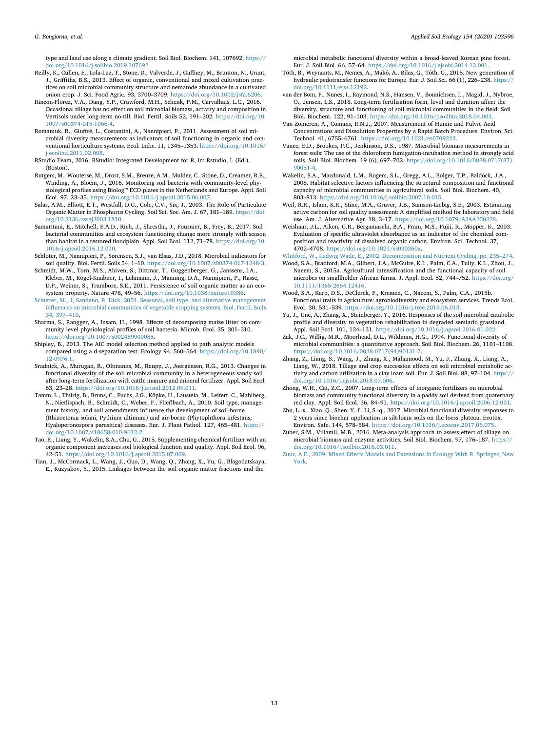type and land use along a climate gradient. Soil Biol. Biochem. 141, 107692. https://doi.org/10.1016/j.soilbio.2019.107692.

Reilly, K., Cullen, E., Lola-Luz, T., Stone, D., Valverde, J., Gaffney, M., Brunton, N., Grant, J., Griffiths, B.S., 2013. Effect of organic, conventional and mixed cultivation practices on soil microbial community structure and nematode abundance in a cultivated onion crop. J. Sci. Food Agric. 93, 3700–3709. https://doi.org/10.1002/jsfa.6206.

Rincon-Florez, V.A., Dang, Y.P., Crawford, M.H., Schenk, P.M., Carvalhais, L.C., 2016. Occasional tillage has no effect on soil microbial biomass, activity and composition in Vertisols under long-term no-till. Biol. Fertil. Soils 52, 191–202. https://doi.org/10.1007/s00374-015-1066-4.

Romaniuk, R., Giuffré, L., Costantini, A., Nannipieri, P., 2011. Assessment of soil microbial diversity measurements as indicators of soil functioning in organic and conventional horticulture systems. Ecol. Indic. 11, 1345–1353. https://doi.org/10.1016/j.ecolind.2011.02.008.

RStudio Team, 2016. RStudio: Integrated Development for R, in: Rstudio, I. (Ed.), (Boston).

Rutgers, M., Wouterse, M., Drost, S.M., Breure, A.M., Mulder, C., Stone, D., Creamer, R.E., Winding, A., Bloem, J., 2016. Monitoring soil bacteria with community-level physiological profiles using Biolog™ ECO-plates in the Netherlands and Europe. Appl. Soil Ecol. 97, 23–35. https://doi.org/10.1016/j.apsoil.2015.06.007.

Salas, A.M., Elliott, E.T., Westfall, D.G., Cole, C.V., Six, J., 2003. The Role of Particulate Organic Matter in Phosphorus Cycling. Soil Sci. Soc. Am. J. 67, 181–189. https://doi.org/10.2136/sssaj2003.1810.

Samaritani, E., Mitchell, E.A.D., Rich, J., Shrestha, J., Fournier, B., Frey, B., 2017. Soil bacterial communities and ecosystem functioning change more strongly with season than habitat in a restored floodplain. Appl. Soil Ecol. 112, 71–78. https://doi.org/10.1016/j.apsoil.2016.12.010.

Schloter, M., Nannipieri, P., Sørensen, S.J., van Elsas, J.D., 2018. Microbial indicators for soil quality. Biol. Fertil. Soils 54, 1–10. https://doi.org/10.1007/s00374-017-1248-3.

Schmidt, M.W., Torn, M.S., Abiven, S., Dittmar, T., Guggenberger, G., Janssens, I.A., Kleber, M., Kogel-Knabner, I., Lehmann, J., Manning, D.A., Nannipieri, P., Rasse, D.P., Weiner, S., Trumbore, S.E., 2011. Persistence of soil organic matter as an ecosystem property. Nature 478, 49–56. https://doi.org/10.1038/nature10386.

Schutter, M., J, Sandeno, R, Dick, 2001. Seasonal, soil type, and alternative management influences on microbial communities of vegetable cropping systems. Biol. Fertil. Soils 34, 397–410.

Sharma, S., Rangger, A., Insam, H., 1998. Effects of decomposing maize litter on community level physiological profiles of soil bacteria. Microb. Ecol. 35, 301–310. https://doi.org/10.1007/s002489900085.

Shipley, B., 2013. The AIC model selection method applied to path analytic models compared using a d-separation test. Ecology 94, 560–564. https://doi.org/10.1890/12-0976.1.

Sradnick, A., Murugan, R., Oltmanns, M., Raupp, J., Joergensen, R.G., 2013. Changes in functional diversity of the soil microbial community in a heterogeneous sandy soil after long-term fertilization with cattle manure and mineral fertilizer. Appl. Soil Ecol. 63, 23–28. https://doi.org/10.1016/j.apsoil.2012.09.011.

Tamm, L., Thürig, B., Bruns, C., Fuchs, J.G., Köpke, U., Laustela, M., Leifert, C., Mahlberg, N., Nietlispach, B., Schmidt, C., Weber, F., Fließbach, A., 2010. Soil type, management history, and soil amendments influence the development of soil-borne (Rhizoctonia solani, Pythium ultimum) and air-borne (Phytophthora infestans, Hyaloperonospora parasitica) diseases. Eur. J. Plant Pathol. 127, 465–481. https://doi.org/10.1007/s10658-010-9612-2.

Tao, R., Liang, Y., Wakelin, S.A., Chu, G., 2015. Supplementing chemical fertilizer with an organic component increases soil biological function and quality. Appl. Soil Ecol. 96, 42–51. https://doi.org/10.1016/j.apsoil.2015.07.009.

Tian, J., McCormack, L., Wang, J., Guo, D., Wang, Q., Zhang, X., Yu, G., Blagodatskaya, E., Kuzyakov, Y., 2015. Linkages between the soil organic matter fractions and the microbial metabolic functional diversity within a broad-leaved Korean pine forest. Eur. J. Soil Biol. 66, 57–64. https://doi.org/10.1016/j.ejsobi.2014.12.001.

Tóth, B., Weynants, M., Nemes, A., Makó, A., Bilas, G., Tóth, G., 2015. New generation of hydraulic pedotransfer functions for Europe. Eur. J. Soil Sci. 66 (1), 226–238. https://doi.org/10.1111/ejss.12192.

van der Bom, F., Nunes, I., Raymond, N.S., Hansen, V., Bonnichsen, L., Magid, J., Nybroe, O., Jensen, L.S., 2018. Long-term fertilisation form, level and duration affect the diversity, structure and functioning of soil microbial communities in the field. Soil Biol. Biochem. 122, 91–103. https://doi.org/10.1016/j.soilbio.2018.04.003.

Van Zomeren, A., Comans, R.N.J., 2007. Measurement of Humic and Fulvic Acid Concentrations and Dissolution Properties by a Rapid Batch Procedure. Environ. Sci. Technol. 41, 6755–6761. https://doi.org/10.1021/es0709223.

Vance, E.D., Brookes, P.C., Jenkinson, D.S., 1987. Microbial biomass measurements in forest soils: The use of the chloroform fumigation-incubation method in strongly acid soils. Soil Biol. Biochem. 19 (6), 697–702. https://doi.org/10.1016/0038-0717(87)90051-4.

Wakelin, S.A., Macdonald, L.M., Rogers, S.L., Gregg, A.L., Bolger, T.P., Baldock, J.A., 2008. Habitat selective factors influencing the structural composition and functional capacity of microbial communities in agricultural soils. Soil Biol. Biochem. 40, 803–813. https://doi.org/10.1016/j.soilbio.2007.10.015.

Weil, R.R., Islam, K.R., Stine, M.A., Gruver, J.B., Samson-Liebig, S.E., 2003. Estimating active carbon for soil quality assessment: A simplified method for laboratory and field use. Am. J. Alternative Agr. 18, 3–17. https://doi.org/10.1079/AJAA200228.

Weishaar, J.L., Aiken, G.R., Bergamaschi, B.A., Fram, M.S., Fujii, R., Mopper, K., 2003. Evaluation of specific ultraviolet absorbance as an indicator of the chemical composition and reactivity of dissolved organic carbon. Environ. Sci. Technol. 37, 4702–4708. https://doi.org/10.1021/es030360x.

Whitford, W., Ludwig Wade, E., 2002. Decomposition and Nutrient Cycling. pp. 235–274.

Wood, S.A., Bradford, M.A., Gilbert, J.A., McGuire, K.L., Palm, C.A., Tully, K.L., Zhou, J., Naeem, S., 2015a. Agricultural intensification and the functional capacity of soil microbes on smallholder African farms. J. Appl. Ecol. 52, 744–752. https://doi.org/10.1111/1365-2664.12416.

Wood, S.A., Karp, D.S., DeClerck, F., Kremen, C., Naeem, S., Palm, C.A., 2015b. Functional traits in agriculture: agrobiodiversity and ecosystem services. Trends Ecol. Evol. 30, 531–539. https://doi.org/10.1016/j.tree.2015.06.013.

Yu, J., Unc, A., Zhang, X., Steinberger, Y., 2016. Responses of the soil microbial catabolic profile and diversity to vegetation rehabilitation in degraded semiarid grassland. Appl. Soil Ecol. 101, 124–131. https://doi.org/10.1016/j.apsoil.2016.01.022.

Zak, J.C., Willig, M.R., Moorhead, D.L., Wildman, H.G., 1994. Functional diversity of microbial communities: a quantitative approach. Soil Biol. Biochem. 26, 1101–1108. https://doi.org/10.1016/0038-0717(94)90131-7.

Zhang, Z., Liang, S., Wang, J., Zhang, X., Mahamood, M., Yu, J., Zhang, X., Liang, A., Liang, W., 2018. Tillage and crop succession effects on soil microbial metabolic activity and carbon utilization in a clay loam soil. Eur. J. Soil Biol. 88, 97–104. https://doi.org/10.1016/j.ejsobi.2018.07.006.

Zhong, W.H., Cai, Z.C., 2007. Long-term effects of inorganic fertilizers on microbial biomass and community functional diversity in a paddy soil derived from quaternary red clay. Appl. Soil Ecol. 36, 84–91. https://doi.org/10.1016/j.apsoil.2006.12.001.

Zhu, L.-x., Xiao, Q., Shen, Y.-f., Li, S.-q., 2017. Microbial functional diversity responses to 2 years since biochar application in silt-loam soils on the loess plateau. Ecotox. Environ. Safe. 144, 578–584. https://doi.org/10.1016/j.ecoenv.2017.06.075.

Zuber, S.M., Villamil, M.B., 2016. Meta-analysis approach to assess effect of tillage on microbial biomass and enzyme activities. Soil Biol. Biochem. 97, 176–187. https://doi.org/10.1016/j.soilbio.2016.03.011.

Zuur, A.F., 2009. Mixed Effects Models and Extensions in Ecology With R. Springer, New York.